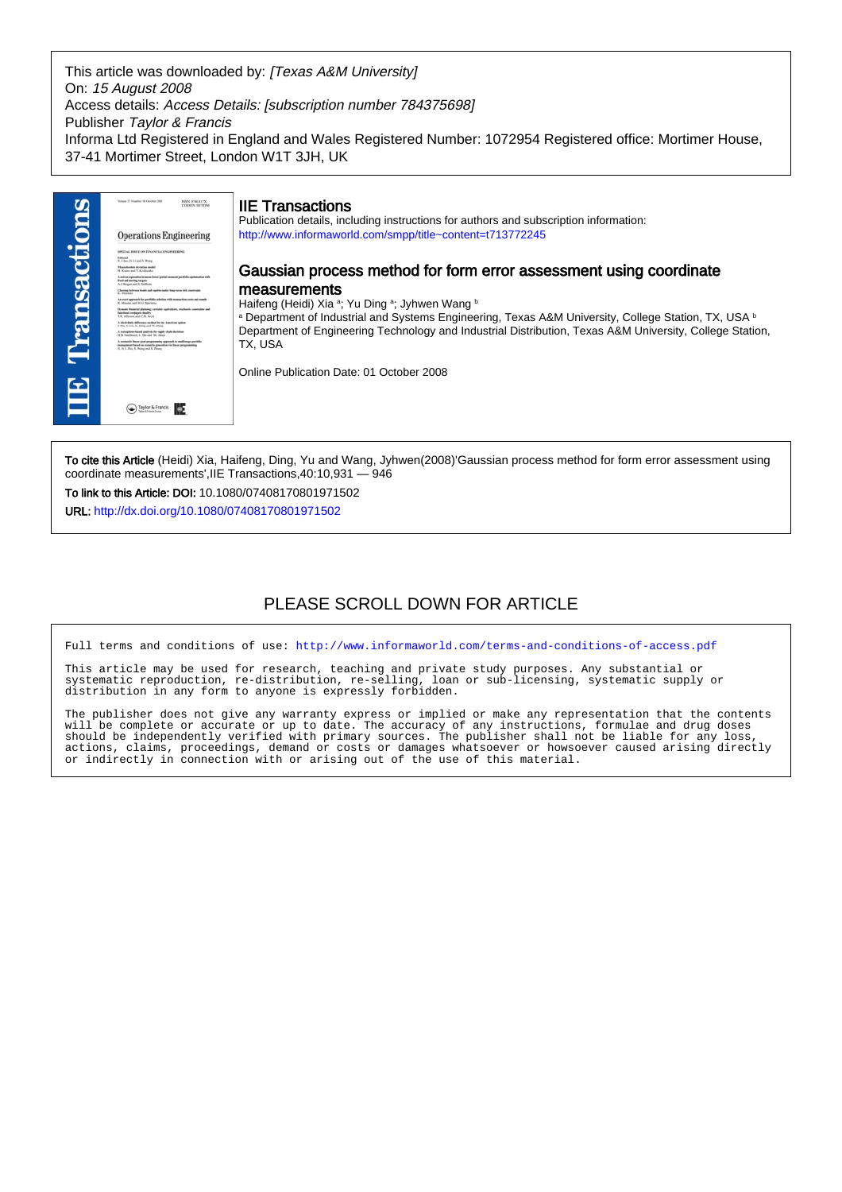This article was downloaded by: *[Texas A&M University]*
On: *15 August 2008*
Access details: *Access Details: [subscription number 784375698]*
Publisher *Taylor & Francis*
Informa Ltd Registered in England and Wales Registered Number: 1072954 Registered office: Mortimer House, 37-41 Mortimer Street, London W1T 3JH, UK

## IIE Transactions

Publication details, including instructions for authors and subscription information:
http://www.informaworld.com/smpp/title~content=t713772245

## Gaussian process method for form error assessment using coordinate measurements

Haifeng (Heidi) Xia [a]; Yu Ding [a]; Jyhwen Wang [b]

[a] Department of Industrial and Systems Engineering, Texas A&M University, College Station, TX, USA [b] Department of Engineering Technology and Industrial Distribution, Texas A&M University, College Station, TX, USA

Online Publication Date: 01 October 2008

**To cite this Article** (Heidi) Xia, Haifeng, Ding, Yu and Wang, Jyhwen(2008)'Gaussian process method for form error assessment using coordinate measurements',IIE Transactions,40:10,931 — 946

**To link to this Article: DOI:** 10.1080/07408170801971502

**URL:** http://dx.doi.org/10.1080/07408170801971502

PLEASE SCROLL DOWN FOR ARTICLE

Full terms and conditions of use: http://www.informaworld.com/terms-and-conditions-of-access.pdf

This article may be used for research, teaching and private study purposes. Any substantial or systematic reproduction, re-distribution, re-selling, loan or sub-licensing, systematic supply or distribution in any form to anyone is expressly forbidden.

The publisher does not give any warranty express or implied or make any representation that the contents will be complete or accurate or up to date. The accuracy of any instructions, formulae and drug doses should be independently verified with primary sources. The publisher shall not be liable for any loss, actions, claims, proceedings, demand or costs or damages whatsoever or howsoever caused arising directly or indirectly in connection with or arising out of the use of this material.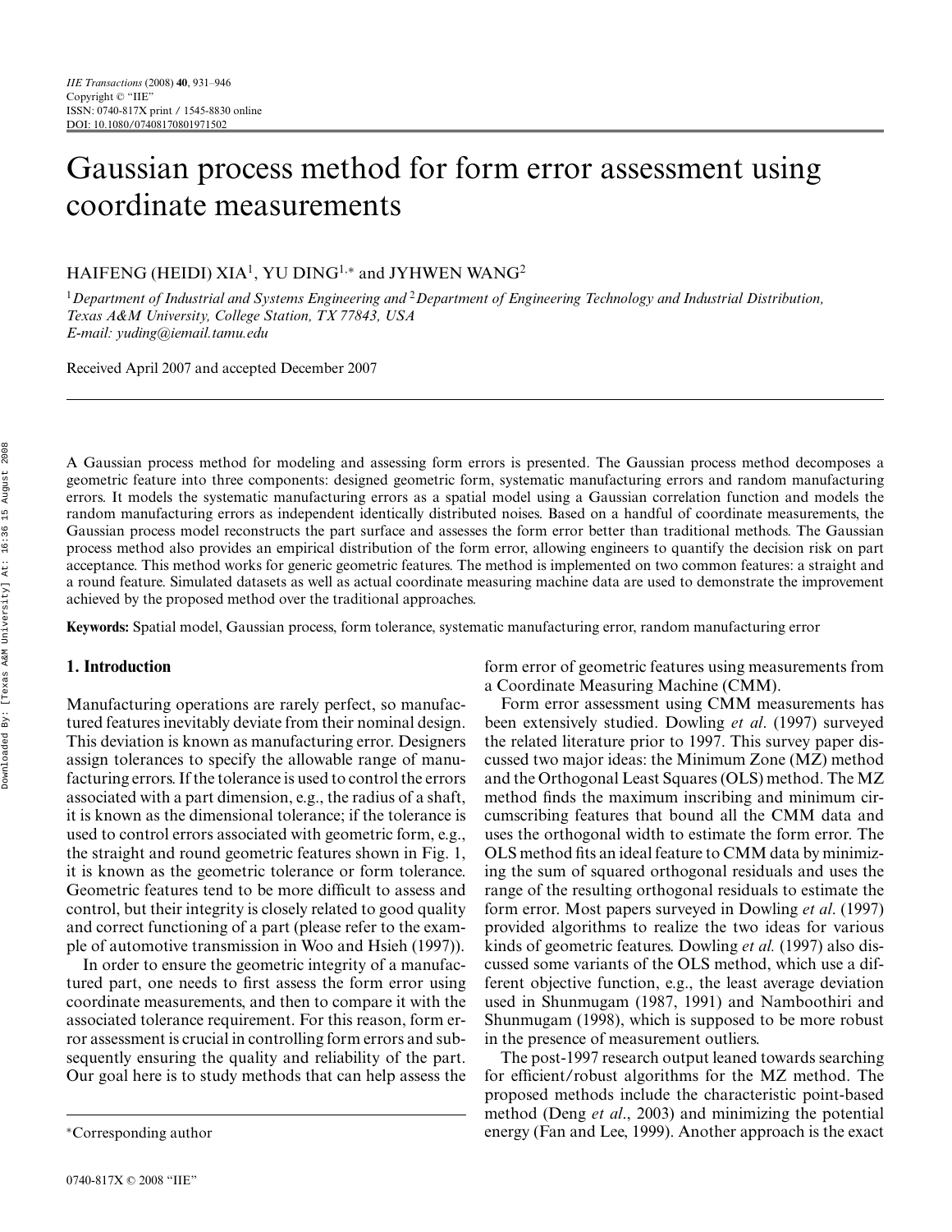# Gaussian process method for form error assessment using coordinate measurements

HAIFENG (HEIDI) XIA[1], YU DING[1,*] and JYHWEN WANG[2]

[1]*Department of Industrial and Systems Engineering and* [2]*Department of Engineering Technology and Industrial Distribution, Texas A&M University, College Station, TX 77843, USA*
*E-mail: yuding@iemail.tamu.edu*

Received April 2007 and accepted December 2007

A Gaussian process method for modeling and assessing form errors is presented. The Gaussian process method decomposes a geometric feature into three components: designed geometric form, systematic manufacturing errors and random manufacturing errors. It models the systematic manufacturing errors as a spatial model using a Gaussian correlation function and models the random manufacturing errors as independent identically distributed noises. Based on a handful of coordinate measurements, the Gaussian process model reconstructs the part surface and assesses the form error better than traditional methods. The Gaussian process method also provides an empirical distribution of the form error, allowing engineers to quantify the decision risk on part acceptance. This method works for generic geometric features. The method is implemented on two common features: a straight and a round feature. Simulated datasets as well as actual coordinate measuring machine data are used to demonstrate the improvement achieved by the proposed method over the traditional approaches.

**Keywords:** Spatial model, Gaussian process, form tolerance, systematic manufacturing error, random manufacturing error

## 1. Introduction

Manufacturing operations are rarely perfect, so manufactured features inevitably deviate from their nominal design. This deviation is known as manufacturing error. Designers assign tolerances to specify the allowable range of manufacturing errors. If the tolerance is used to control the errors associated with a part dimension, e.g., the radius of a shaft, it is known as the dimensional tolerance; if the tolerance is used to control errors associated with geometric form, e.g., the straight and round geometric features shown in Fig. 1, it is known as the geometric tolerance or form tolerance. Geometric features tend to be more difficult to assess and control, but their integrity is closely related to good quality and correct functioning of a part (please refer to the example of automotive transmission in Woo and Hsieh (1997)).

In order to ensure the geometric integrity of a manufactured part, one needs to first assess the form error using coordinate measurements, and then to compare it with the associated tolerance requirement. For this reason, form error assessment is crucial in controlling form errors and subsequently ensuring the quality and reliability of the part. Our goal here is to study methods that can help assess the form error of geometric features using measurements from a Coordinate Measuring Machine (CMM).

Form error assessment using CMM measurements has been extensively studied. Dowling *et al*. (1997) surveyed the related literature prior to 1997. This survey paper discussed two major ideas: the Minimum Zone (MZ) method and the Orthogonal Least Squares (OLS) method. The MZ method finds the maximum inscribing and minimum circumscribing features that bound all the CMM data and uses the orthogonal width to estimate the form error. The OLS method fits an ideal feature to CMM data by minimizing the sum of squared orthogonal residuals and uses the range of the resulting orthogonal residuals to estimate the form error. Most papers surveyed in Dowling *et al*. (1997) provided algorithms to realize the two ideas for various kinds of geometric features. Dowling *et al.* (1997) also discussed some variants of the OLS method, which use a different objective function, e.g., the least average deviation used in Shunmugam (1987, 1991) and Namboothiri and Shunmugam (1998), which is supposed to be more robust in the presence of measurement outliers.

The post-1997 research output leaned towards searching for efficient/robust algorithms for the MZ method. The proposed methods include the characteristic point-based method (Deng *et al*., 2003) and minimizing the potential energy (Fan and Lee, 1999). Another approach is the exact

*Corresponding author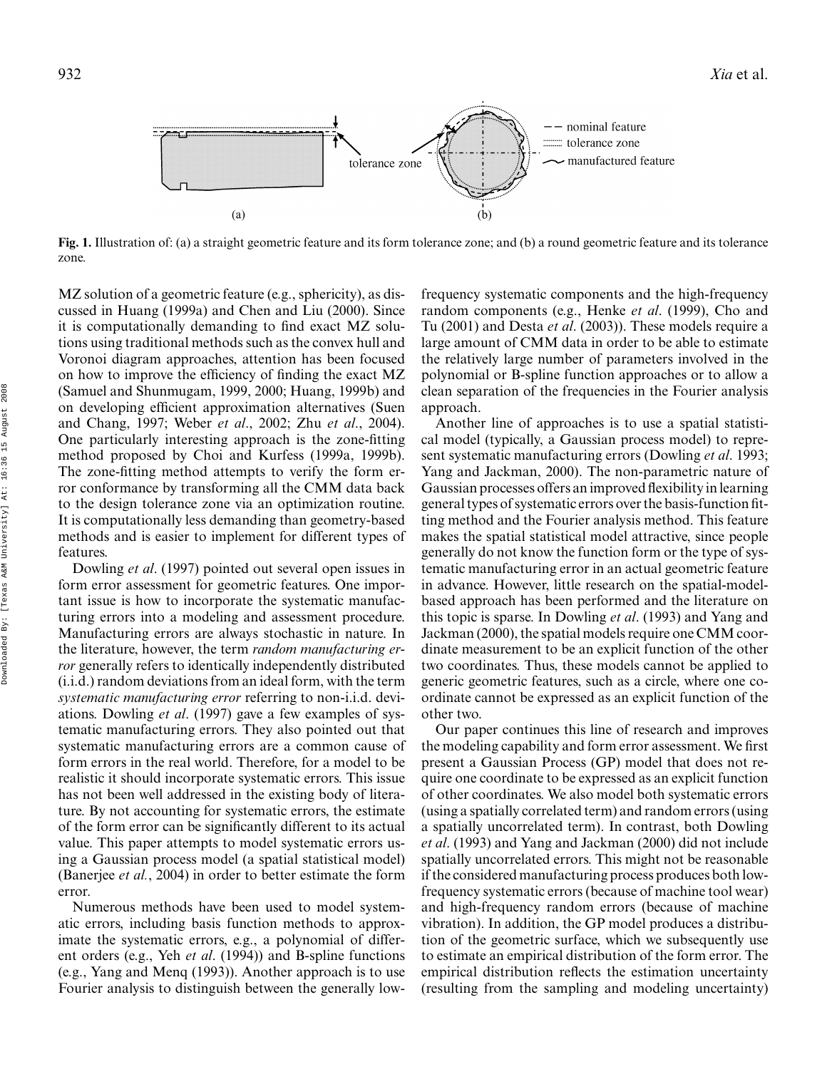**Fig. 1.** Illustration of: (a) a straight geometric feature and its form tolerance zone; and (b) a round geometric feature and its tolerance zone.

MZ solution of a geometric feature (e.g., sphericity), as discussed in Huang (1999a) and Chen and Liu (2000). Since it is computationally demanding to find exact MZ solutions using traditional methods such as the convex hull and Voronoi diagram approaches, attention has been focused on how to improve the efficiency of finding the exact MZ (Samuel and Shunmugam, 1999, 2000; Huang, 1999b) and on developing efficient approximation alternatives (Suen and Chang, 1997; Weber *et al*., 2002; Zhu *et al*., 2004). One particularly interesting approach is the zone-fitting method proposed by Choi and Kurfess (1999a, 1999b). The zone-fitting method attempts to verify the form error conformance by transforming all the CMM data back to the design tolerance zone via an optimization routine. It is computationally less demanding than geometry-based methods and is easier to implement for different types of features.

Dowling *et al*. (1997) pointed out several open issues in form error assessment for geometric features. One important issue is how to incorporate the systematic manufacturing errors into a modeling and assessment procedure. Manufacturing errors are always stochastic in nature. In the literature, however, the term *random manufacturing error* generally refers to identically independently distributed (i.i.d.) random deviations from an ideal form, with the term *systematic manufacturing error* referring to non-i.i.d. deviations. Dowling *et al*. (1997) gave a few examples of systematic manufacturing errors. They also pointed out that systematic manufacturing errors are a common cause of form errors in the real world. Therefore, for a model to be realistic it should incorporate systematic errors. This issue has not been well addressed in the existing body of literature. By not accounting for systematic errors, the estimate of the form error can be significantly different to its actual value. This paper attempts to model systematic errors using a Gaussian process model (a spatial statistical model) (Banerjee *et al.*, 2004) in order to better estimate the form error.

Numerous methods have been used to model systematic errors, including basis function methods to approximate the systematic errors, e.g., a polynomial of different orders (e.g., Yeh *et al*. (1994)) and B-spline functions (e.g., Yang and Menq (1993)). Another approach is to use Fourier analysis to distinguish between the generally low-frequency systematic components and the high-frequency random components (e.g., Henke *et al*. (1999), Cho and Tu (2001) and Desta *et al*. (2003)). These models require a large amount of CMM data in order to be able to estimate the relatively large number of parameters involved in the polynomial or B-spline function approaches or to allow a clean separation of the frequencies in the Fourier analysis approach.

Another line of approaches is to use a spatial statistical model (typically, a Gaussian process model) to represent systematic manufacturing errors (Dowling *et al*. 1993; Yang and Jackman, 2000). The non-parametric nature of Gaussian processes offers an improved flexibility in learning general types of systematic errors over the basis-function fitting method and the Fourier analysis method. This feature makes the spatial statistical model attractive, since people generally do not know the function form or the type of systematic manufacturing error in an actual geometric feature in advance. However, little research on the spatial-model-based approach has been performed and the literature on this topic is sparse. In Dowling *et al*. (1993) and Yang and Jackman (2000), the spatial models require one CMM coordinate measurement to be an explicit function of the other two coordinates. Thus, these models cannot be applied to generic geometric features, such as a circle, where one coordinate cannot be expressed as an explicit function of the other two.

Our paper continues this line of research and improves the modeling capability and form error assessment. We first present a Gaussian Process (GP) model that does not require one coordinate to be expressed as an explicit function of other coordinates. We also model both systematic errors (using a spatially correlated term) and random errors (using a spatially uncorrelated term). In contrast, both Dowling *et al*. (1993) and Yang and Jackman (2000) did not include spatially uncorrelated errors. This might not be reasonable if the considered manufacturing process produces both low-frequency systematic errors (because of machine tool wear) and high-frequency random errors (because of machine vibration). In addition, the GP model produces a distribution of the geometric surface, which we subsequently use to estimate an empirical distribution of the form error. The empirical distribution reflects the estimation uncertainty (resulting from the sampling and modeling uncertainty)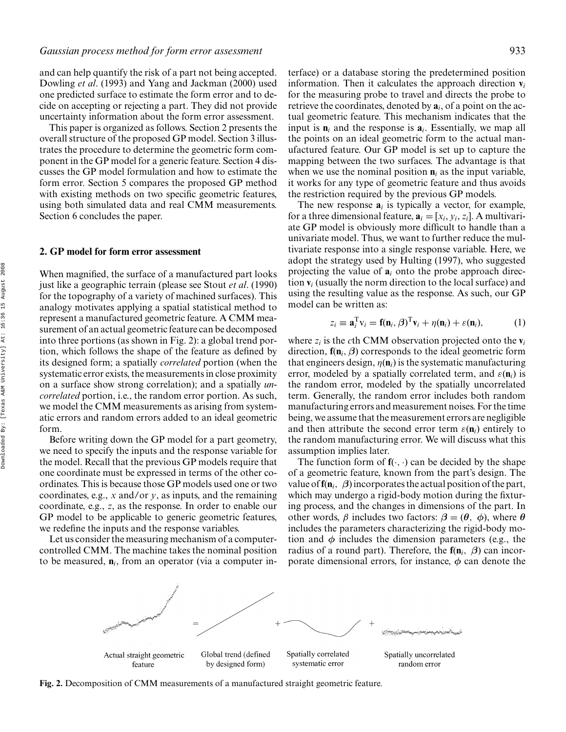and can help quantify the risk of a part not being accepted. Dowling *et al*. (1993) and Yang and Jackman (2000) used one predicted surface to estimate the form error and to decide on accepting or rejecting a part. They did not provide uncertainty information about the form error assessment.

This paper is organized as follows. Section 2 presents the overall structure of the proposed GP model. Section 3 illustrates the procedure to determine the geometric form component in the GP model for a generic feature. Section 4 discusses the GP model formulation and how to estimate the form error. Section 5 compares the proposed GP method with existing methods on two specific geometric features, using both simulated data and real CMM measurements. Section 6 concludes the paper.

## 2. GP model for form error assessment

When magnified, the surface of a manufactured part looks just like a geographic terrain (please see Stout *et al*. (1990) for the topography of a variety of machined surfaces). This analogy motivates applying a spatial statistical method to represent a manufactured geometric feature. A CMM measurement of an actual geometric feature can be decomposed into three portions (as shown in Fig. 2): a global trend portion, which follows the shape of the feature as defined by its designed form; a spatially *correlated* portion (when the systematic error exists, the measurements in close proximity on a surface show strong correlation); and a spatially *uncorrelated* portion, i.e., the random error portion. As such, we model the CMM measurements as arising from systematic errors and random errors added to an ideal geometric form.

Before writing down the GP model for a part geometry, we need to specify the inputs and the response variable for the model. Recall that the previous GP models require that one coordinate must be expressed in terms of the other coordinates. This is because those GP models used one or two coordinates, e.g., $x$ and/or $y$, as inputs, and the remaining coordinate, e.g., $z$, as the response. In order to enable our GP model to be applicable to generic geometric features, we redefine the inputs and the response variables.

Let us consider the measuring mechanism of a computer-controlled CMM. The machine takes the nominal position to be measured, $\mathbf{n}_i$, from an operator (via a computer interface) or a database storing the predetermined position information. Then it calculates the approach direction $\mathbf{v}_i$ for the measuring probe to travel and directs the probe to retrieve the coordinates, denoted by $\mathbf{a}_i$, of a point on the actual geometric feature. This mechanism indicates that the input is $\mathbf{n}_i$ and the response is $\mathbf{a}_i$. Essentially, we map all the points on an ideal geometric form to the actual manufactured feature. Our GP model is set up to capture the mapping between the two surfaces. The advantage is that when we use the nominal position $\mathbf{n}_i$ as the input variable, it works for any type of geometric feature and thus avoids the restriction required by the previous GP models.

The new response $\mathbf{a}_i$ is typically a vector, for example, for a three dimensional feature, $\mathbf{a}_i = [x_i, y_i, z_i]$. A multivariate GP model is obviously more difficult to handle than a univariate model. Thus, we want to further reduce the multivariate response into a single response variable. Here, we adopt the strategy used by Hulting (1997), who suggested projecting the value of $\mathbf{a}_i$ onto the probe approach direction $\mathbf{v}_i$ (usually the norm direction to the local surface) and using the resulting value as the response. As such, our GP model can be written as:

$$z_i \equiv \mathbf{a}_i^{\mathrm{T}} \mathrm{v}_i = \mathbf{f}(\mathbf{n}_i, \boldsymbol{\beta})^{\mathrm{T}} \mathbf{v}_i + \eta(\mathbf{n}_i) + \varepsilon(\mathbf{n}_i), \tag{1}$$

where $z_i$ is the $c$th CMM observation projected onto the $\mathbf{v}_i$ direction, $\mathbf{f}(\mathbf{n}_i, \boldsymbol{\beta})$ corresponds to the ideal geometric form that engineers design, $\eta(\mathbf{n}_i)$ is the systematic manufacturing error, modeled by a spatially correlated term, and $\varepsilon(\mathbf{n}_i)$ is the random error, modeled by the spatially uncorrelated term. Generally, the random error includes both random manufacturing errors and measurement noises. For the time being, we assume that the measurement errors are negligible and then attribute the second error term $\varepsilon(\mathbf{n}_i)$ entirely to the random manufacturing error. We will discuss what this assumption implies later.

The function form of $\mathbf{f}(\cdot, \cdot)$ can be decided by the shape of a geometric feature, known from the part's design. The value of $\mathbf{f}(\mathbf{n}_i, \boldsymbol{\beta})$ incorporates the actual position of the part, which may undergo a rigid-body motion during the fixturing process, and the changes in dimensions of the part. In other words, $\beta$ includes two factors: $\boldsymbol{\beta} = (\boldsymbol{\theta}, \boldsymbol{\phi})$, where $\boldsymbol{\theta}$ includes the parameters characterizing the rigid-body motion and $\boldsymbol{\phi}$ includes the dimension parameters (e.g., the radius of a round part). Therefore, the $\mathbf{f}(\mathbf{n}_i, \boldsymbol{\beta})$ can incorporate dimensional errors, for instance, $\boldsymbol{\phi}$ can denote the

Actual straight geometric feature = Global trend (defined by designed form) + Spatially correlated systematic error + Spatially uncorrelated random error

**Fig. 2.** Decomposition of CMM measurements of a manufactured straight geometric feature.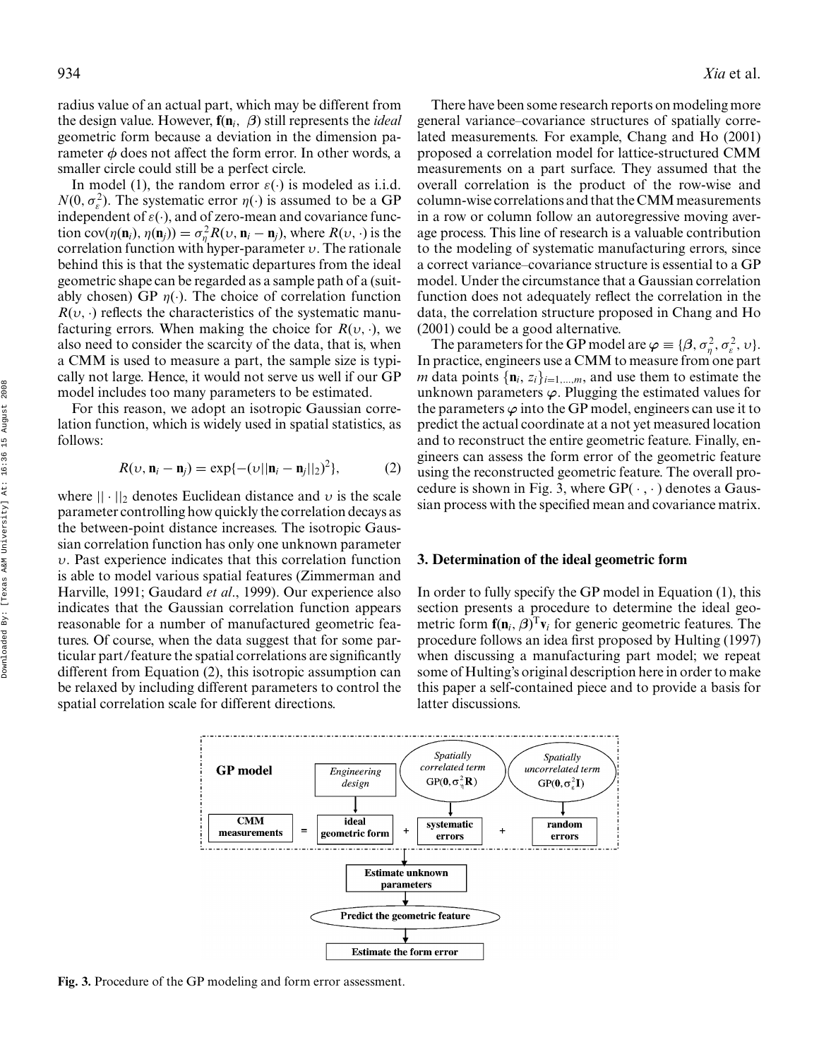radius value of an actual part, which may be different from the design value. However, $\mathbf{f}(\mathbf{n}_i, \boldsymbol{\beta})$ still represents the *ideal* geometric form because a deviation in the dimension parameter $\phi$ does not affect the form error. In other words, a smaller circle could still be a perfect circle.

In model (1), the random error $\varepsilon(\cdot)$ is modeled as i.i.d. $N(0, \sigma_\varepsilon^2)$. The systematic error $\eta(\cdot)$ is assumed to be a GP independent of $\varepsilon(\cdot)$, and of zero-mean and covariance function $\text{cov}(\eta(\mathbf{n}_i), \eta(\mathbf{n}_j)) = \sigma_\eta^2 R(\upsilon, \mathbf{n}_i - \mathbf{n}_j)$, where $R(\upsilon, \cdot)$ is the correlation function with hyper-parameter $\upsilon$. The rationale behind this is that the systematic departures from the ideal geometric shape can be regarded as a sample path of a (suitably chosen) GP $\eta(\cdot)$. The choice of correlation function $R(\upsilon, \cdot)$ reflects the characteristics of the systematic manufacturing errors. When making the choice for $R(\upsilon, \cdot)$, we also need to consider the scarcity of the data, that is, when a CMM is used to measure a part, the sample size is typically not large. Hence, it would not serve us well if our GP model includes too many parameters to be estimated.

For this reason, we adopt an isotropic Gaussian correlation function, which is widely used in spatial statistics, as follows:

$$R(\upsilon, \mathbf{n}_i - \mathbf{n}_j) = \exp\{-(\upsilon\|\mathbf{n}_i - \mathbf{n}_j\|_2)^2\}, \tag{2}$$

where $\|\cdot\|_2$ denotes Euclidean distance and $\upsilon$ is the scale parameter controlling how quickly the correlation decays as the between-point distance increases. The isotropic Gaussian correlation function has only one unknown parameter $\upsilon$. Past experience indicates that this correlation function is able to model various spatial features (Zimmerman and Harville, 1991; Gaudard *et al*., 1999). Our experience also indicates that the Gaussian correlation function appears reasonable for a number of manufactured geometric features. Of course, when the data suggest that for some particular part/feature the spatial correlations are significantly different from Equation (2), this isotropic assumption can be relaxed by including different parameters to control the spatial correlation scale for different directions.

There have been some research reports on modeling more general variance–covariance structures of spatially correlated measurements. For example, Chang and Ho (2001) proposed a correlation model for lattice-structured CMM measurements on a part surface. They assumed that the overall correlation is the product of the row-wise and column-wise correlations and that the CMM measurements in a row or column follow an autoregressive moving average process. This line of research is a valuable contribution to the modeling of systematic manufacturing errors, since a correct variance–covariance structure is essential to a GP model. Under the circumstance that a Gaussian correlation function does not adequately reflect the correlation in the data, the correlation structure proposed in Chang and Ho (2001) could be a good alternative.

The parameters for the GP model are $\boldsymbol{\varphi} \equiv \{\boldsymbol{\beta}, \sigma_\eta^2, \sigma_\varepsilon^2, \upsilon\}$. In practice, engineers use a CMM to measure from one part $m$ data points $\{\mathbf{n}_i, z_i\}_{i=1,\ldots,m}$, and use them to estimate the unknown parameters $\boldsymbol{\varphi}$. Plugging the estimated values for the parameters $\boldsymbol{\varphi}$ into the GP model, engineers can use it to predict the actual coordinate at a not yet measured location and to reconstruct the entire geometric feature. Finally, engineers can assess the form error of the geometric feature using the reconstructed geometric feature. The overall procedure is shown in Fig. 3, where $\text{GP}(\cdot, \cdot)$ denotes a Gaussian process with the specified mean and covariance matrix.

## 3. Determination of the ideal geometric form

In order to fully specify the GP model in Equation (1), this section presents a procedure to determine the ideal geometric form $\mathbf{f}(\mathbf{n}_i, \boldsymbol{\beta})^{\mathrm{T}}\mathbf{v}_i$ for generic geometric features. The procedure follows an idea first proposed by Hulting (1997) when discussing a manufacturing part model; we repeat some of Hulting's original description here in order to make this paper a self-contained piece and to provide a basis for latter discussions.

**GP model**: CMM measurements = ideal geometric form (Engineering design) + systematic errors (Spatially correlated term, $\text{GP}(\mathbf{0}, \sigma_\eta^2\mathbf{R})$) + random errors (Spatially uncorrelated term, $\text{GP}(\mathbf{0}, \sigma_\varepsilon^2\mathbf{I})$) → Estimate unknown parameters → Predict the geometric feature → Estimate the form error

**Fig. 3.** Procedure of the GP modeling and form error assessment.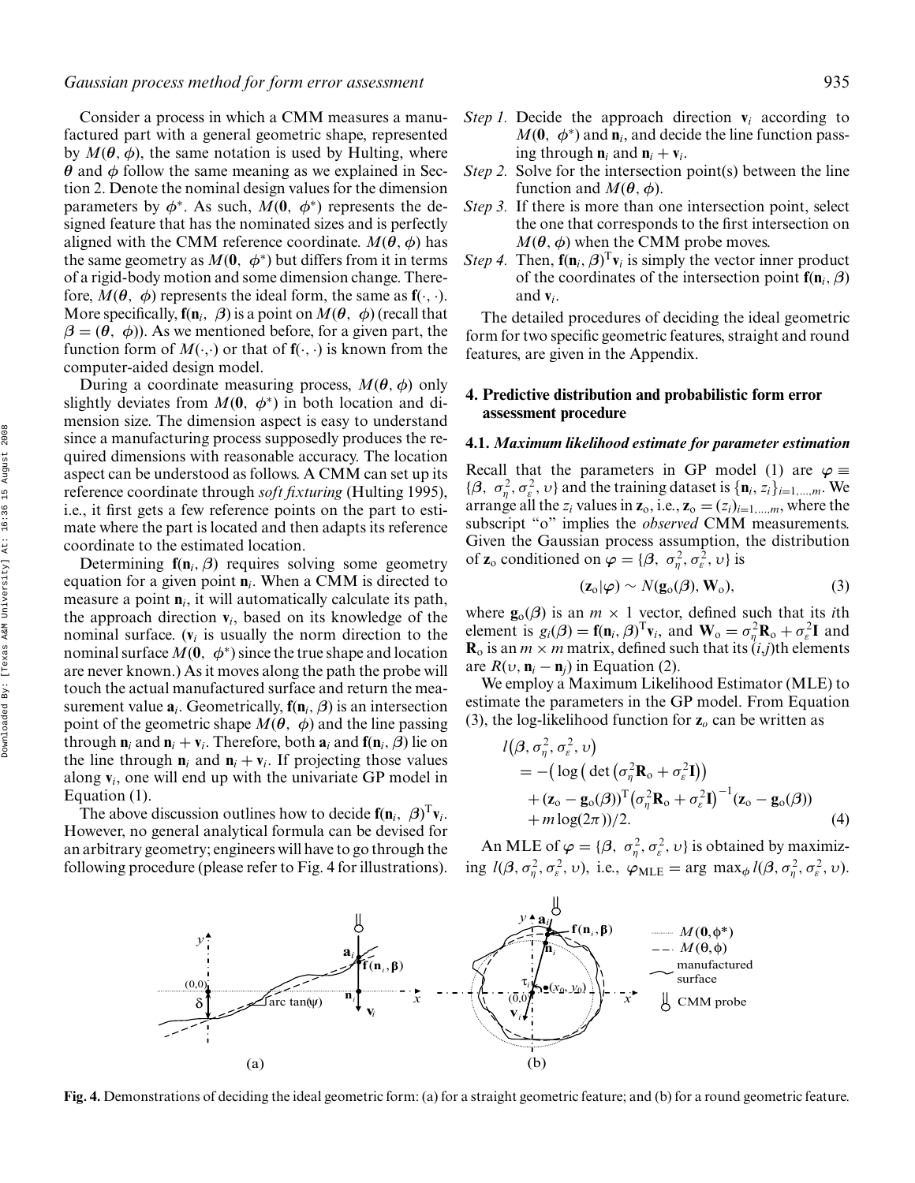Consider a process in which a CMM measures a manufactured part with a general geometric shape, represented by $M(\boldsymbol{\theta}, \boldsymbol{\phi})$, the same notation is used by Hulting, where $\boldsymbol{\theta}$ and $\boldsymbol{\phi}$ follow the same meaning as we explained in Section 2. Denote the nominal design values for the dimension parameters by $\boldsymbol{\phi}^*$. As such, $M(\mathbf{0}, \boldsymbol{\phi}^*)$ represents the designed feature that has the nominated sizes and is perfectly aligned with the CMM reference coordinate. $M(\boldsymbol{\theta}, \boldsymbol{\phi})$ has the same geometry as $M(\mathbf{0}, \boldsymbol{\phi}^*)$ but differs from it in terms of a rigid-body motion and some dimension change. Therefore, $M(\boldsymbol{\theta}, \boldsymbol{\phi})$ represents the ideal form, the same as $\mathbf{f}(\cdot, \cdot)$. More specifically, $\mathbf{f}(\mathbf{n}_i, \boldsymbol{\beta})$ is a point on $M(\boldsymbol{\theta}, \boldsymbol{\phi})$ (recall that $\boldsymbol{\beta} = (\boldsymbol{\theta}, \boldsymbol{\phi})$). As we mentioned before, for a given part, the function form of $M(\cdot,\cdot)$ or that of $\mathbf{f}(\cdot, \cdot)$ is known from the computer-aided design model.

During a coordinate measuring process, $M(\boldsymbol{\theta}, \boldsymbol{\phi})$ only slightly deviates from $M(\mathbf{0}, \boldsymbol{\phi}^*)$ in both location and dimension size. The dimension aspect is easy to understand since a manufacturing process supposedly produces the required dimensions with reasonable accuracy. The location aspect can be understood as follows. A CMM can set up its reference coordinate through *soft fixturing* (Hulting 1995), i.e., it first gets a few reference points on the part to estimate where the part is located and then adapts its reference coordinate to the estimated location.

Determining $\mathbf{f}(\mathbf{n}_i, \boldsymbol{\beta})$ requires solving some geometry equation for a given point $\mathbf{n}_i$. When a CMM is directed to measure a point $\mathbf{n}_i$, it will automatically calculate its path, the approach direction $\mathbf{v}_i$, based on its knowledge of the nominal surface. ($\mathbf{v}_i$ is usually the norm direction to the nominal surface $M(\mathbf{0}, \boldsymbol{\phi}^*)$ since the true shape and location are never known.) As it moves along the path the probe will touch the actual manufactured surface and return the measurement value $\mathbf{a}_i$. Geometrically, $\mathbf{f}(\mathbf{n}_i, \boldsymbol{\beta})$ is an intersection point of the geometric shape $M(\boldsymbol{\theta}, \boldsymbol{\phi})$ and the line passing through $\mathbf{n}_i$ and $\mathbf{n}_i + \mathbf{v}_i$. Therefore, both $\mathbf{a}_i$ and $\mathbf{f}(\mathbf{n}_i, \boldsymbol{\beta})$ lie on the line through $\mathbf{n}_i$ and $\mathbf{n}_i + \mathbf{v}_i$. If projecting those values along $\mathbf{v}_i$, one will end up with the univariate GP model in Equation (1).

The above discussion outlines how to decide $\mathbf{f}(\mathbf{n}_i, \boldsymbol{\beta})^{\mathrm{T}}\mathbf{v}_i$. However, no general analytical formula can be devised for an arbitrary geometry; engineers will have to go through the following procedure (please refer to Fig. 4 for illustrations).

*Step 1.* Decide the approach direction $\mathbf{v}_i$ according to $M(\mathbf{0}, \boldsymbol{\phi}^*)$ and $\mathbf{n}_i$, and decide the line function passing through $\mathbf{n}_i$ and $\mathbf{n}_i + \mathbf{v}_i$.

*Step 2.* Solve for the intersection point(s) between the line function and $M(\boldsymbol{\theta}, \boldsymbol{\phi})$.

*Step 3.* If there is more than one intersection point, select the one that corresponds to the first intersection on $M(\boldsymbol{\theta}, \boldsymbol{\phi})$ when the CMM probe moves.

*Step 4.* Then, $\mathbf{f}(\mathbf{n}_i, \boldsymbol{\beta})^{\mathrm{T}}\mathbf{v}_i$ is simply the vector inner product of the coordinates of the intersection point $\mathbf{f}(\mathbf{n}_i, \boldsymbol{\beta})$ and $\mathbf{v}_i$.

The detailed procedures of deciding the ideal geometric form for two specific geometric features, straight and round features, are given in the Appendix.

## 4. Predictive distribution and probabilistic form error assessment procedure

### 4.1. *Maximum likelihood estimate for parameter estimation*

Recall that the parameters in GP model (1) are $\boldsymbol{\varphi} \equiv \{\boldsymbol{\beta}, \sigma_\eta^2, \sigma_\varepsilon^2, \upsilon\}$ and the training dataset is $\{\mathbf{n}_i, z_i\}_{i=1,\ldots,m}$. We arrange all the $z_i$ values in $\mathbf{z}_{\mathrm{o}}$, i.e., $\mathbf{z}_{\mathrm{o}} = (z_i)_{i=1,\ldots,m}$, where the subscript "o" implies the *observed* CMM measurements. Given the Gaussian process assumption, the distribution of $\mathbf{z}_{\mathrm{o}}$ conditioned on $\boldsymbol{\varphi} = \{\boldsymbol{\beta}, \sigma_\eta^2, \sigma_\varepsilon^2, \upsilon\}$ is

$$(\mathbf{z}_{\mathrm{o}}|\boldsymbol{\varphi}) \sim N(\mathbf{g}_{\mathrm{o}}(\boldsymbol{\beta}), \mathbf{W}_{\mathrm{o}}), \tag{3}$$

where $\mathbf{g}_{\mathrm{o}}(\boldsymbol{\beta})$ is an $m \times 1$ vector, defined such that its $i$th element is $g_i(\boldsymbol{\beta}) = \mathbf{f}(\mathbf{n}_i, \boldsymbol{\beta})^{\mathrm{T}}\mathbf{v}_i$, and $\mathbf{W}_{\mathrm{o}} = \sigma_\eta^2\mathbf{R}_{\mathrm{o}} + \sigma_\varepsilon^2\mathbf{I}$ and $\mathbf{R}_{\mathrm{o}}$ is an $m \times m$ matrix, defined such that its $(i,j)$th elements are $R(\upsilon, \mathbf{n}_i - \mathbf{n}_j)$ in Equation (2).

We employ a Maximum Likelihood Estimator (MLE) to estimate the parameters in the GP model. From Equation (3), the log-likelihood function for $\mathbf{z}_o$ can be written as

$$\begin{aligned} l(\boldsymbol{\beta}, \sigma_\eta^2, \sigma_\varepsilon^2, \upsilon) &= -\big(\log\big(\det\big(\sigma_\eta^2\mathbf{R}_{\mathrm{o}} + \sigma_\varepsilon^2\mathbf{I}\big)\big) \\ &\quad + (\mathbf{z}_{\mathrm{o}} - \mathbf{g}_{\mathrm{o}}(\boldsymbol{\beta}))^{\mathrm{T}}\big(\sigma_\eta^2\mathbf{R}_{\mathrm{o}} + \sigma_\varepsilon^2\mathbf{I}\big)^{-1}(\mathbf{z}_{\mathrm{o}} - \mathbf{g}_{\mathrm{o}}(\boldsymbol{\beta})) \\ &\quad + m\log(2\pi)\big)/2. \end{aligned} \tag{4}$$

An MLE of $\boldsymbol{\varphi} = \{\boldsymbol{\beta}, \sigma_\eta^2, \sigma_\varepsilon^2, \upsilon\}$ is obtained by maximizing $l(\boldsymbol{\beta}, \sigma_\eta^2, \sigma_\varepsilon^2, \upsilon)$, i.e., $\boldsymbol{\varphi}_{\mathrm{MLE}} = \arg\max_{\phi} l(\boldsymbol{\beta}, \sigma_\eta^2, \sigma_\varepsilon^2, \upsilon)$.

**Fig. 4.** Demonstrations of deciding the ideal geometric form: (a) for a straight geometric feature; and (b) for a round geometric feature.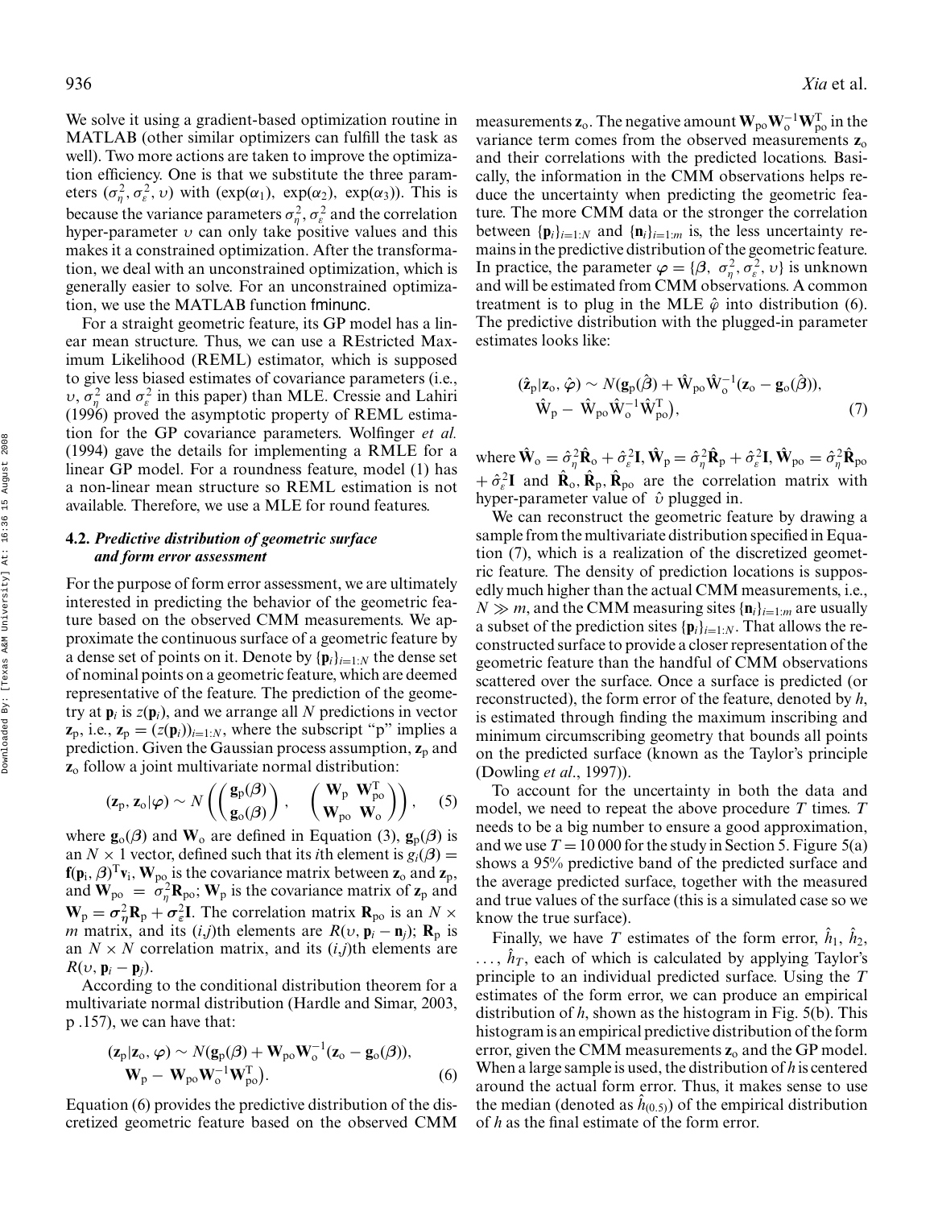We solve it using a gradient-based optimization routine in MATLAB (other similar optimizers can fulfill the task as well). Two more actions are taken to improve the optimization efficiency. One is that we substitute the three parameters $(\sigma_\eta^2, \sigma_\varepsilon^2, \upsilon)$ with $(\exp(\alpha_1), \exp(\alpha_2), \exp(\alpha_3))$. This is because the variance parameters $\sigma_\eta^2, \sigma_\varepsilon^2$ and the correlation hyper-parameter $\upsilon$ can only take positive values and this makes it a constrained optimization. After the transformation, we deal with an unconstrained optimization, which is generally easier to solve. For an unconstrained optimization, we use the MATLAB function fminunc.

For a straight geometric feature, its GP model has a linear mean structure. Thus, we can use a REstricted Maximum Likelihood (REML) estimator, which is supposed to give less biased estimates of covariance parameters (i.e., $\upsilon$, $\sigma_\eta^2$ and $\sigma_\varepsilon^2$ in this paper) than MLE. Cressie and Lahiri (1996) proved the asymptotic property of REML estimation for the GP covariance parameters. Wolfinger *et al.* (1994) gave the details for implementing a RMLE for a linear GP model. For a roundness feature, model (1) has a non-linear mean structure so REML estimation is not available. Therefore, we use a MLE for round features.

### 4.2. *Predictive distribution of geometric surface and form error assessment*

For the purpose of form error assessment, we are ultimately interested in predicting the behavior of the geometric feature based on the observed CMM measurements. We approximate the continuous surface of a geometric feature by a dense set of points on it. Denote by $\{\mathbf{p}_i\}_{i=1:N}$ the dense set of nominal points on a geometric feature, which are deemed representative of the feature. The prediction of the geometry at $\mathbf{p}_i$ is $z(\mathbf{p}_i)$, and we arrange all $N$ predictions in vector $\mathbf{z}_\text{p}$, i.e., $\mathbf{z}_\text{p} = (z(\mathbf{p}_i))_{i=1:N}$, where the subscript "p" implies a prediction. Given the Gaussian process assumption, $\mathbf{z}_\text{p}$ and $\mathbf{z}_\text{o}$ follow a joint multivariate normal distribution:

$$(\mathbf{z}_\text{p}, \mathbf{z}_\text{o}|\boldsymbol{\varphi}) \sim N\left(\begin{pmatrix}\mathbf{g}_\text{p}(\boldsymbol{\beta})\\ \mathbf{g}_\text{o}(\boldsymbol{\beta})\end{pmatrix}, \begin{pmatrix}\mathbf{W}_\text{p} & \mathbf{W}_\text{po}^\text{T}\\ \mathbf{W}_\text{po} & \mathbf{W}_\text{o}\end{pmatrix}\right), \quad (5)$$

where $\mathbf{g}_\text{o}(\boldsymbol{\beta})$ and $\mathbf{W}_\text{o}$ are defined in Equation (3), $\mathbf{g}_\text{p}(\boldsymbol{\beta})$ is an $N \times 1$ vector, defined such that its $i$th element is $g_i(\boldsymbol{\beta}) = \mathbf{f}(\mathbf{p}_i, \boldsymbol{\beta})^\text{T}\mathbf{v}_i$, $\mathbf{W}_\text{po}$ is the covariance matrix between $\mathbf{z}_\text{o}$ and $\mathbf{z}_\text{p}$, and $\mathbf{W}_\text{po} = \sigma_\eta^2\mathbf{R}_\text{po}$; $\mathbf{W}_\text{p}$ is the covariance matrix of $\mathbf{z}_\text{p}$ and $\mathbf{W}_\text{p} = \sigma_\eta^2\mathbf{R}_\text{p} + \sigma_\varepsilon^2\mathbf{I}$. The correlation matrix $\mathbf{R}_\text{po}$ is an $N \times m$ matrix, and its $(i,j)$th elements are $R(\upsilon, \mathbf{p}_i - \mathbf{n}_j)$; $\mathbf{R}_\text{p}$ is an $N \times N$ correlation matrix, and its $(i,j)$th elements are $R(\upsilon, \mathbf{p}_i - \mathbf{p}_j)$.

According to the conditional distribution theorem for a multivariate normal distribution (Hardle and Simar, 2003, p .157), we can have that:

$$(\mathbf{z}_\text{p}|\mathbf{z}_\text{o}, \boldsymbol{\varphi}) \sim N(\mathbf{g}_\text{p}(\boldsymbol{\beta}) + \mathbf{W}_\text{po}\mathbf{W}_\text{o}^{-1}(\mathbf{z}_\text{o} - \mathbf{g}_\text{o}(\boldsymbol{\beta})), \mathbf{W}_\text{p} - \mathbf{W}_\text{po}\mathbf{W}_\text{o}^{-1}\mathbf{W}_\text{po}^\text{T}). \quad (6)$$

Equation (6) provides the predictive distribution of the discretized geometric feature based on the observed CMM measurements $\mathbf{z}_\text{o}$. The negative amount $\mathbf{W}_\text{po}\mathbf{W}_\text{o}^{-1}\mathbf{W}_\text{po}^\text{T}$ in the variance term comes from the observed measurements $\mathbf{z}_\text{o}$ and their correlations with the predicted locations. Basically, the information in the CMM observations helps reduce the uncertainty when predicting the geometric feature. The more CMM data or the stronger the correlation between $\{\mathbf{p}_i\}_{i=1:N}$ and $\{\mathbf{n}_i\}_{i=1:m}$ is, the less uncertainty remains in the predictive distribution of the geometric feature. In practice, the parameter $\boldsymbol{\varphi} = \{\boldsymbol{\beta}, \sigma_\eta^2, \sigma_\varepsilon^2, \upsilon\}$ is unknown and will be estimated from CMM observations. A common treatment is to plug in the MLE $\hat{\varphi}$ into distribution (6). The predictive distribution with the plugged-in parameter estimates looks like:

$$(\hat{\mathbf{z}}_\text{p}|\mathbf{z}_\text{o}, \hat{\boldsymbol{\varphi}}) \sim N(\mathbf{g}_\text{p}(\hat{\boldsymbol{\beta}}) + \hat{\mathbf{W}}_\text{po}\hat{\mathbf{W}}_\text{o}^{-1}(\mathbf{z}_\text{o} - \mathbf{g}_\text{o}(\hat{\boldsymbol{\beta}})), \hat{\mathbf{W}}_\text{p} - \hat{\mathbf{W}}_\text{po}\hat{\mathbf{W}}_\text{o}^{-1}\hat{\mathbf{W}}_\text{po}^\text{T}), \quad (7)$$

where $\hat{\mathbf{W}}_\text{o} = \hat{\sigma}_\eta^2\hat{\mathbf{R}}_\text{o} + \hat{\sigma}_\varepsilon^2\mathbf{I}$, $\hat{\mathbf{W}}_\text{p} = \hat{\sigma}_\eta^2\hat{\mathbf{R}}_\text{p} + \hat{\sigma}_\varepsilon^2\mathbf{I}$, $\hat{\mathbf{W}}_\text{po} = \hat{\sigma}_\eta^2\hat{\mathbf{R}}_\text{po} + \hat{\sigma}_\varepsilon^2\mathbf{I}$ and $\hat{\mathbf{R}}_\text{o}, \hat{\mathbf{R}}_\text{p}, \hat{\mathbf{R}}_\text{po}$ are the correlation matrix with hyper-parameter value of $\hat{\upsilon}$ plugged in.

We can reconstruct the geometric feature by drawing a sample from the multivariate distribution specified in Equation (7), which is a realization of the discretized geometric feature. The density of prediction locations is supposedly much higher than the actual CMM measurements, i.e., $N \gg m$, and the CMM measuring sites $\{\mathbf{n}_i\}_{i=1:m}$ are usually a subset of the prediction sites $\{\mathbf{p}_i\}_{i=1:N}$. That allows the reconstructed surface to provide a closer representation of the geometric feature than the handful of CMM observations scattered over the surface. Once a surface is predicted (or reconstructed), the form error of the feature, denoted by $h$, is estimated through finding the maximum inscribing and minimum circumscribing geometry that bounds all points on the predicted surface (known as the Taylor's principle (Dowling *et al.*, 1997)).

To account for the uncertainty in both the data and model, we need to repeat the above procedure $T$ times. $T$ needs to be a big number to ensure a good approximation, and we use $T = 10\,000$ for the study in Section 5. Figure 5(a) shows a 95% predictive band of the predicted surface and the average predicted surface, together with the measured and true values of the surface (this is a simulated case so we know the true surface).

Finally, we have $T$ estimates of the form error, $\hat{h}_1$, $\hat{h}_2$, $\ldots$, $\hat{h}_T$, each of which is calculated by applying Taylor's principle to an individual predicted surface. Using the $T$ estimates of the form error, we can produce an empirical distribution of $h$, shown as the histogram in Fig. 5(b). This histogram is an empirical predictive distribution of the form error, given the CMM measurements $\mathbf{z}_\text{o}$ and the GP model. When a large sample is used, the distribution of $h$ is centered around the actual form error. Thus, it makes sense to use the median (denoted as $\hat{h}_{(0.5)}$) of the empirical distribution of $h$ as the final estimate of the form error.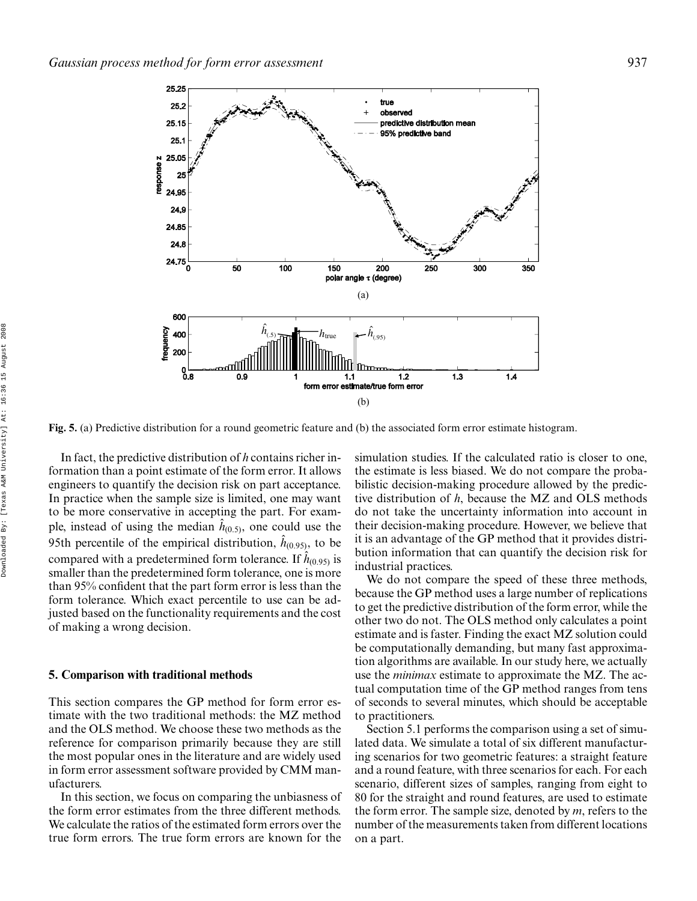25.25
25.2
25.15
25.1
25.05
25
24.95
24.9
24.85
24.8
24.75

response z

0 50 100 150 200 250 300 350

polar angle τ (degree)

true
observed
predictive distribution mean
95% predictive band

(a)

600
400
200
0

frequency

0.8 0.9 1 1.1 1.2 1.3 1.4

form error estimate/true form error

$\hat{h}_{(.5)}$
$h_{\text{true}}$
$\hat{h}_{(.95)}$

(b)

**Fig. 5.** (a) Predictive distribution for a round geometric feature and (b) the associated form error estimate histogram.

In fact, the predictive distribution of $h$ contains richer information than a point estimate of the form error. It allows engineers to quantify the decision risk on part acceptance. In practice when the sample size is limited, one may want to be more conservative in accepting the part. For example, instead of using the median $\hat{h}_{(0.5)}$, one could use the 95th percentile of the empirical distribution, $\hat{h}_{(0.95)}$, to be compared with a predetermined form tolerance. If $\hat{h}_{(0.95)}$ is smaller than the predetermined form tolerance, one is more than 95% confident that the part form error is less than the form tolerance. Which exact percentile to use can be adjusted based on the functionality requirements and the cost of making a wrong decision.

## 5. Comparison with traditional methods

This section compares the GP method for form error estimate with the two traditional methods: the MZ method and the OLS method. We choose these two methods as the reference for comparison primarily because they are still the most popular ones in the literature and are widely used in form error assessment software provided by CMM manufacturers.

In this section, we focus on comparing the unbiasness of the form error estimates from the three different methods. We calculate the ratios of the estimated form errors over the true form errors. The true form errors are known for the simulation studies. If the calculated ratio is closer to one, the estimate is less biased. We do not compare the probabilistic decision-making procedure allowed by the predictive distribution of $h$, because the MZ and OLS methods do not take the uncertainty information into account in their decision-making procedure. However, we believe that it is an advantage of the GP method that it provides distribution information that can quantify the decision risk for industrial practices.

We do not compare the speed of these three methods, because the GP method uses a large number of replications to get the predictive distribution of the form error, while the other two do not. The OLS method only calculates a point estimate and is faster. Finding the exact MZ solution could be computationally demanding, but many fast approximation algorithms are available. In our study here, we actually use the *minimax* estimate to approximate the MZ. The actual computation time of the GP method ranges from tens of seconds to several minutes, which should be acceptable to practitioners.

Section 5.1 performs the comparison using a set of simulated data. We simulate a total of six different manufacturing scenarios for two geometric features: a straight feature and a round feature, with three scenarios for each. For each scenario, different sizes of samples, ranging from eight to 80 for the straight and round features, are used to estimate the form error. The sample size, denoted by $m$, refers to the number of the measurements taken from different locations on a part.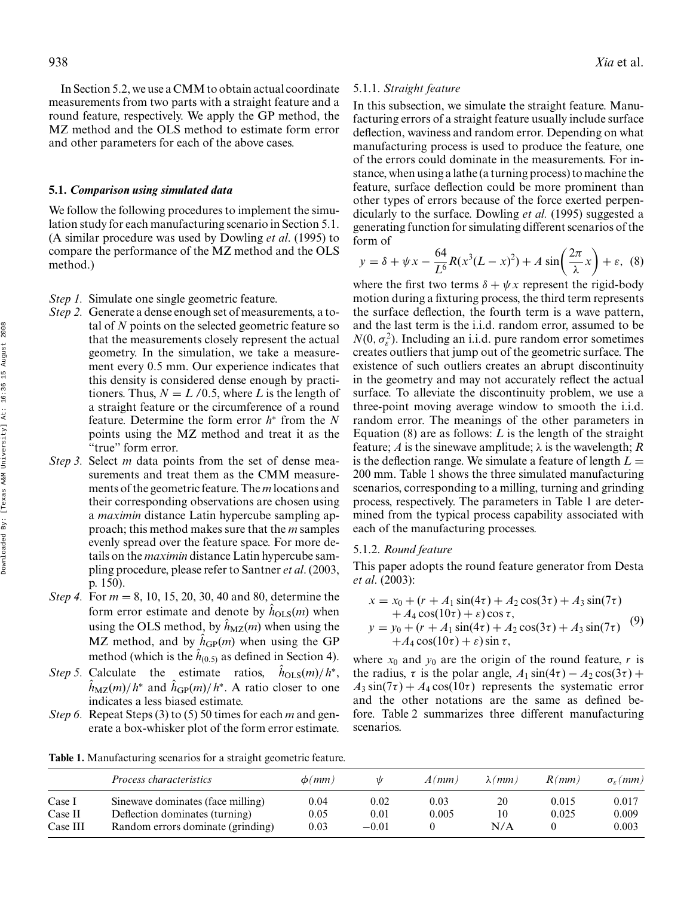In Section 5.2, we use a CMM to obtain actual coordinate measurements from two parts with a straight feature and a round feature, respectively. We apply the GP method, the MZ method and the OLS method to estimate form error and other parameters for each of the above cases.

### 5.1. *Comparison using simulated data*

We follow the following procedures to implement the simulation study for each manufacturing scenario in Section 5.1. (A similar procedure was used by Dowling *et al*. (1995) to compare the performance of the MZ method and the OLS method.)

- *Step 1.* Simulate one single geometric feature.
- *Step 2.* Generate a dense enough set of measurements, a total of $N$ points on the selected geometric feature so that the measurements closely represent the actual geometry. In the simulation, we take a measurement every 0.5 mm. Our experience indicates that this density is considered dense enough by practitioners. Thus, $N = L/0.5$, where $L$ is the length of a straight feature or the circumference of a round feature. Determine the form error $h^*$ from the $N$ points using the MZ method and treat it as the "true" form error.
- *Step 3.* Select $m$ data points from the set of dense measurements and treat them as the CMM measurements of the geometric feature. The $m$ locations and their corresponding observations are chosen using a *maximin* distance Latin hypercube sampling approach; this method makes sure that the $m$ samples evenly spread over the feature space. For more details on the *maximin* distance Latin hypercube sampling procedure, please refer to Santner *et al*. (2003, p. 150).
- *Step 4.* For $m = 8$, 10, 15, 20, 30, 40 and 80, determine the form error estimate and denote by $\hat{h}_{\text{OLS}}(m)$ when using the OLS method, by $\hat{h}_{\text{MZ}}(m)$ when using the MZ method, and by $\hat{h}_{\text{GP}}(m)$ when using the GP method (which is the $\hat{h}_{(0.5)}$ as defined in Section 4).
- *Step 5.* Calculate the estimate ratios, $\hat{h}_{\text{OLS}}(m)/h^*$, $\hat{h}_{\text{MZ}}(m)/h^*$ and $\hat{h}_{\text{GP}}(m)/h^*$. A ratio closer to one indicates a less biased estimate.
- *Step 6.* Repeat Steps (3) to (5) 50 times for each $m$ and generate a box-whisker plot of the form error estimate.

#### 5.1.1. *Straight feature*

In this subsection, we simulate the straight feature. Manufacturing errors of a straight feature usually include surface deflection, waviness and random error. Depending on what manufacturing process is used to produce the feature, one of the errors could dominate in the measurements. For instance, when using a lathe (a turning process) to machine the feature, surface deflection could be more prominent than other types of errors because of the force exerted perpendicularly to the surface. Dowling *et al.* (1995) suggested a generating function for simulating different scenarios of the form of

$$y = \delta + \psi x - \frac{64}{L^6} R(x^3(L-x)^2) + A \sin\left(\frac{2\pi}{\lambda} x\right) + \varepsilon, \quad (8)$$

where the first two terms $\delta + \psi x$ represent the rigid-body motion during a fixturing process, the third term represents the surface deflection, the fourth term is a wave pattern, and the last term is the i.i.d. random error, assumed to be $N(0, \sigma_\varepsilon^2)$. Including an i.i.d. pure random error sometimes creates outliers that jump out of the geometric surface. The existence of such outliers creates an abrupt discontinuity in the geometry and may not accurately reflect the actual surface. To alleviate the discontinuity problem, we use a three-point moving average window to smooth the i.i.d. random error. The meanings of the other parameters in Equation (8) are as follows: $L$ is the length of the straight feature; $A$ is the sinewave amplitude; $\lambda$ is the wavelength; $R$ is the deflection range. We simulate a feature of length $L = 200$ mm. Table 1 shows the three simulated manufacturing scenarios, corresponding to a milling, turning and grinding process, respectively. The parameters in Table 1 are determined from the typical process capability associated with each of the manufacturing processes.

#### 5.1.2. *Round feature*

This paper adopts the round feature generator from Desta *et al*. (2003):

$$\begin{aligned} x &= x_0 + (r + A_1 \sin(4\tau) + A_2 \cos(3\tau) + A_3 \sin(7\tau) \\ &\quad + A_4 \cos(10\tau) + \varepsilon) \cos \tau, \\ y &= y_0 + (r + A_1 \sin(4\tau) + A_2 \cos(3\tau) + A_3 \sin(7\tau) \\ &\quad + A_4 \cos(10\tau) + \varepsilon) \sin \tau, \end{aligned} \quad (9)$$

where $x_0$ and $y_0$ are the origin of the round feature, $r$ is the radius, $\tau$ is the polar angle, $A_1 \sin(4\tau) - A_2 \cos(3\tau) + A_3 \sin(7\tau) + A_4 \cos(10\tau)$ represents the systematic error and the other notations are the same as defined before. Table 2 summarizes three different manufacturing scenarios.

**Table 1.** Manufacturing scenarios for a straight geometric feature.

| | *Process characteristics* | $\phi(mm)$ | $\psi$ | $A(mm)$ | $\lambda(mm)$ | $R(mm)$ | $\sigma_\varepsilon(mm)$ |
|---|---|---|---|---|---|---|---|
| Case I | Sinewave dominates (face milling) | 0.04 | 0.02 | 0.03 | 20 | 0.015 | 0.017 |
| Case II | Deflection dominates (turning) | 0.05 | 0.01 | 0.005 | 10 | 0.025 | 0.009 |
| Case III | Random errors dominate (grinding) | 0.03 | −0.01 | 0 | N/A | 0 | 0.003 |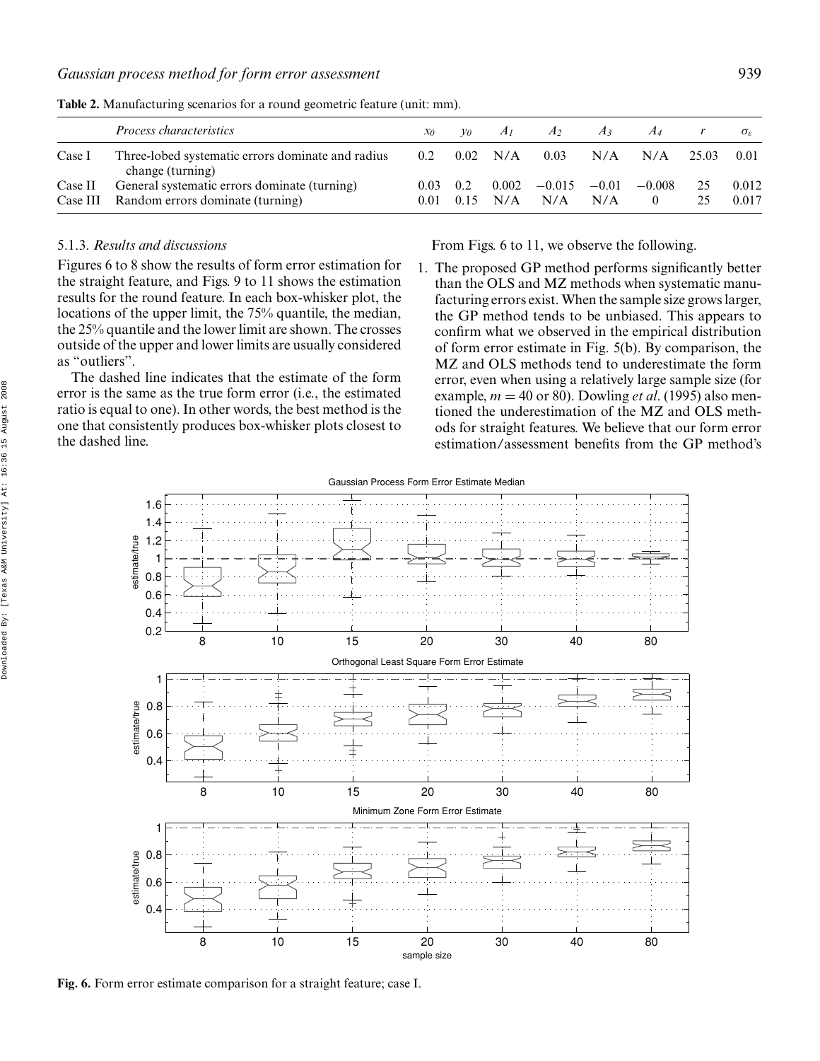**Table 2.** Manufacturing scenarios for a round geometric feature (unit: mm).

| | *Process characteristics* | $x_0$ | $y_0$ | $A_1$ | $A_2$ | $A_3$ | $A_4$ | $r$ | $\sigma_\varepsilon$ |
|---|---|---|---|---|---|---|---|---|---|
| Case I | Three-lobed systematic errors dominate and radius change (turning) | 0.2 | 0.02 | N/A | 0.03 | N/A | N/A | 25.03 | 0.01 |
| Case II | General systematic errors dominate (turning) | 0.03 | 0.2 | 0.002 | −0.015 | −0.01 | −0.008 | 25 | 0.012 |
| Case III | Random errors dominate (turning) | 0.01 | 0.15 | N/A | N/A | N/A | 0 | 25 | 0.017 |

### 5.1.3. *Results and discussions*

Figures 6 to 8 show the results of form error estimation for the straight feature, and Figs. 9 to 11 shows the estimation results for the round feature. In each box-whisker plot, the locations of the upper limit, the 75% quantile, the median, the 25% quantile and the lower limit are shown. The crosses outside of the upper and lower limits are usually considered as "outliers".

The dashed line indicates that the estimate of the form error is the same as the true form error (i.e., the estimated ratio is equal to one). In other words, the best method is the one that consistently produces box-whisker plots closest to the dashed line.

From Figs. 6 to 11, we observe the following.

1. The proposed GP method performs significantly better than the OLS and MZ methods when systematic manufacturing errors exist. When the sample size grows larger, the GP method tends to be unbiased. This appears to confirm what we observed in the empirical distribution of form error estimate in Fig. 5(b). By comparison, the MZ and OLS methods tend to underestimate the form error, even when using a relatively large sample size (for example, $m = 40$ or 80). Dowling *et al*. (1995) also mentioned the underestimation of the MZ and OLS methods for straight features. We believe that our form error estimation/assessment benefits from the GP method's

**Fig. 6.** Form error estimate comparison for a straight feature; case I.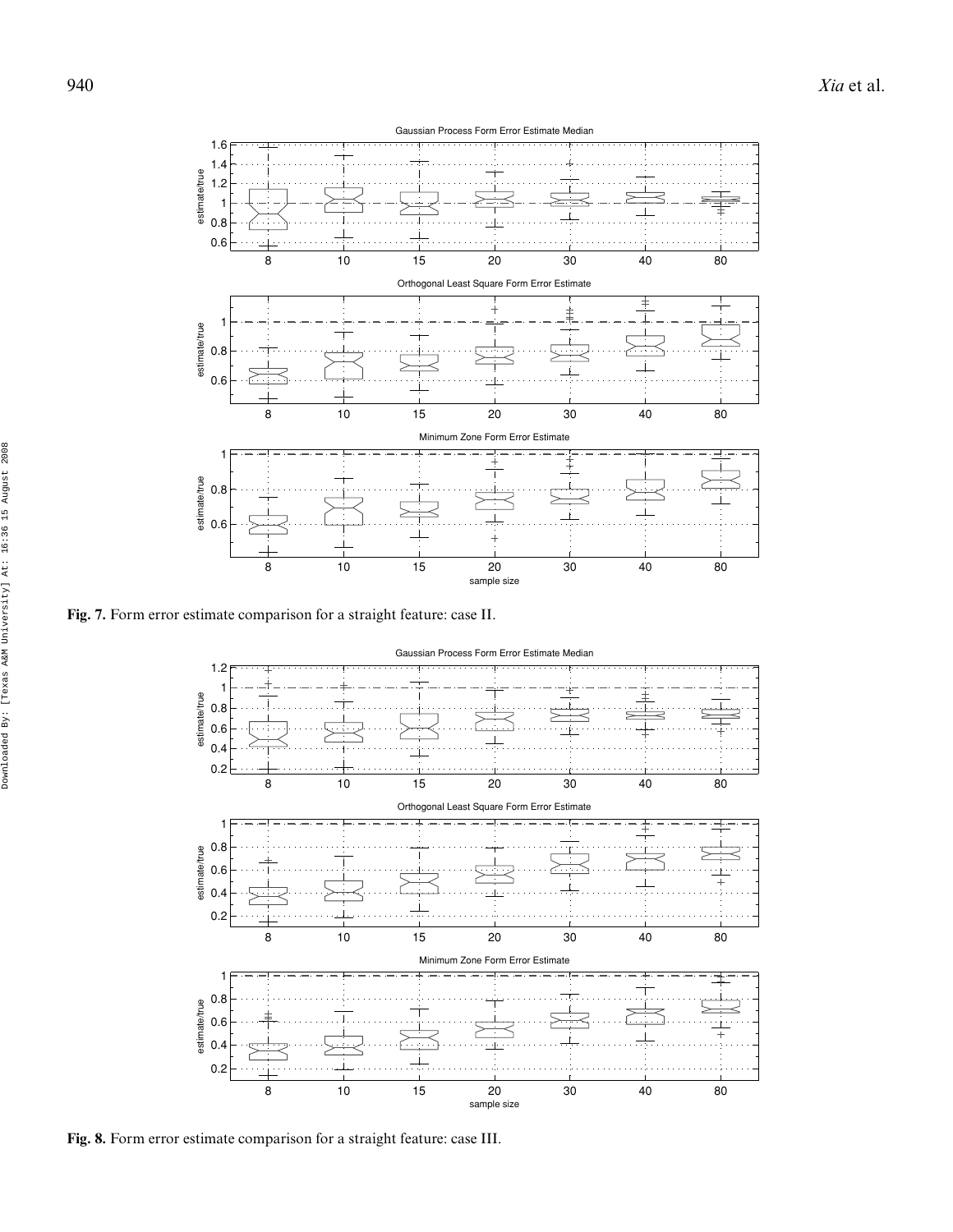**Fig. 7.** Form error estimate comparison for a straight feature: case II.

**Fig. 8.** Form error estimate comparison for a straight feature: case III.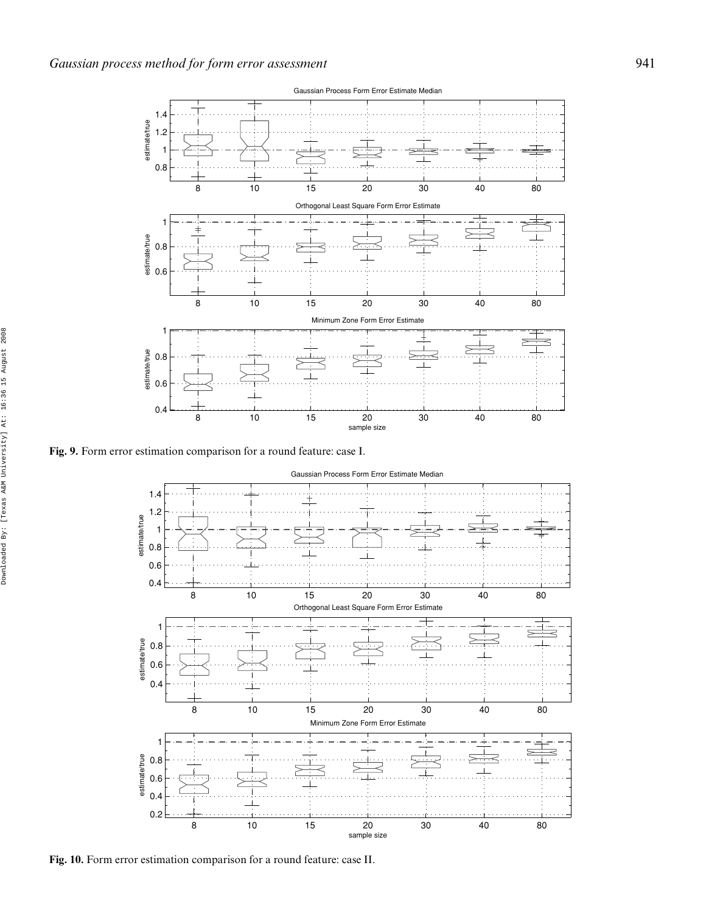Fig. 9. Form error estimation comparison for a round feature: case I.

Fig. 10. Form error estimation comparison for a round feature: case II.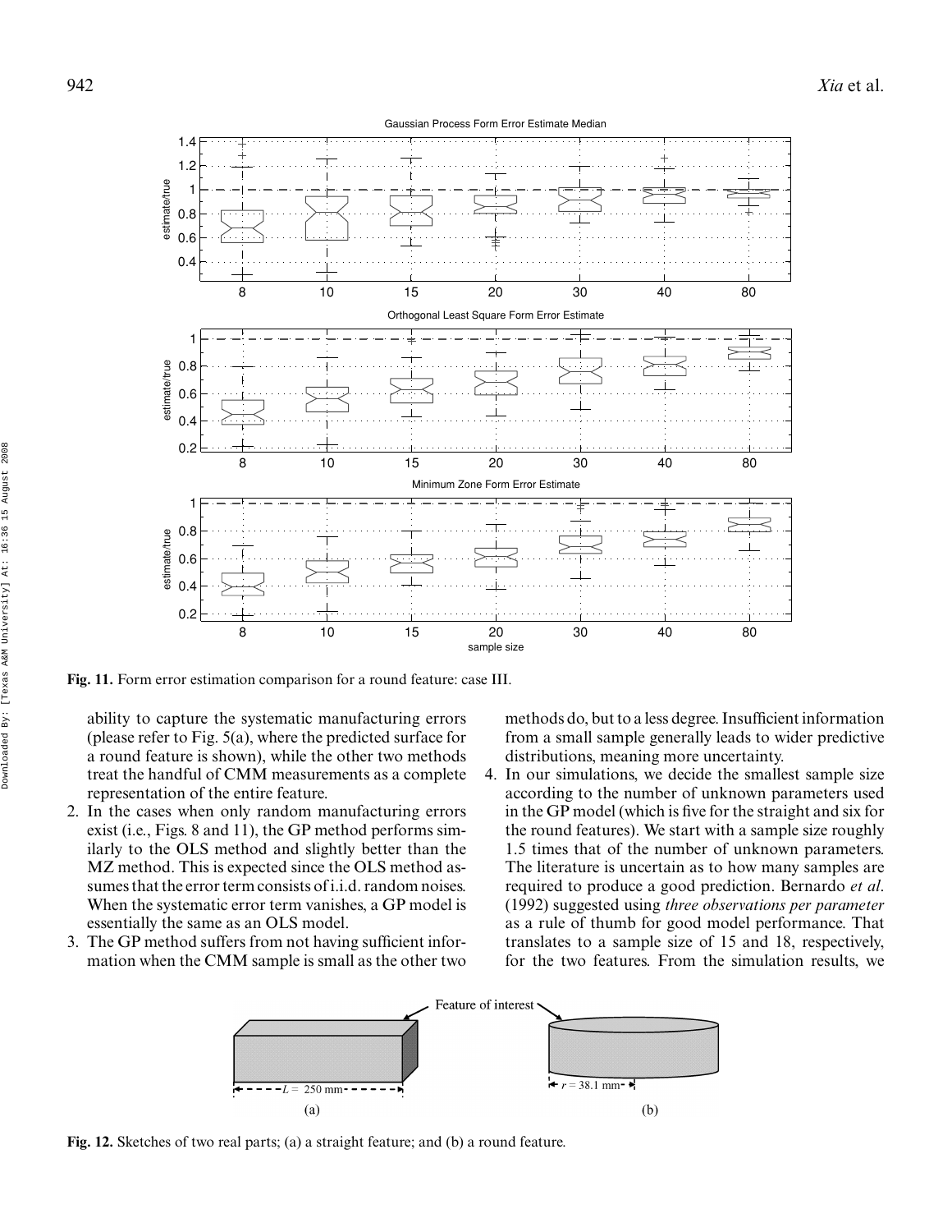Fig. 11. Form error estimation comparison for a round feature: case III.

ability to capture the systematic manufacturing errors (please refer to Fig. 5(a), where the predicted surface for a round feature is shown), while the other two methods treat the handful of CMM measurements as a complete representation of the entire feature.

2. In the cases when only random manufacturing errors exist (i.e., Figs. 8 and 11), the GP method performs similarly to the OLS method and slightly better than the MZ method. This is expected since the OLS method assumes that the error term consists of i.i.d. random noises. When the systematic error term vanishes, a GP model is essentially the same as an OLS model.
3. The GP method suffers from not having sufficient information when the CMM sample is small as the other two methods do, but to a less degree. Insufficient information from a small sample generally leads to wider predictive distributions, meaning more uncertainty.
4. In our simulations, we decide the smallest sample size according to the number of unknown parameters used in the GP model (which is five for the straight and six for the round features). We start with a sample size roughly 1.5 times that of the number of unknown parameters. The literature is uncertain as to how many samples are required to produce a good prediction. Bernardo *et al*. (1992) suggested using *three observations per parameter* as a rule of thumb for good model performance. That translates to a sample size of 15 and 18, respectively, for the two features. From the simulation results, we

Fig. 12. Sketches of two real parts; (a) a straight feature; and (b) a round feature.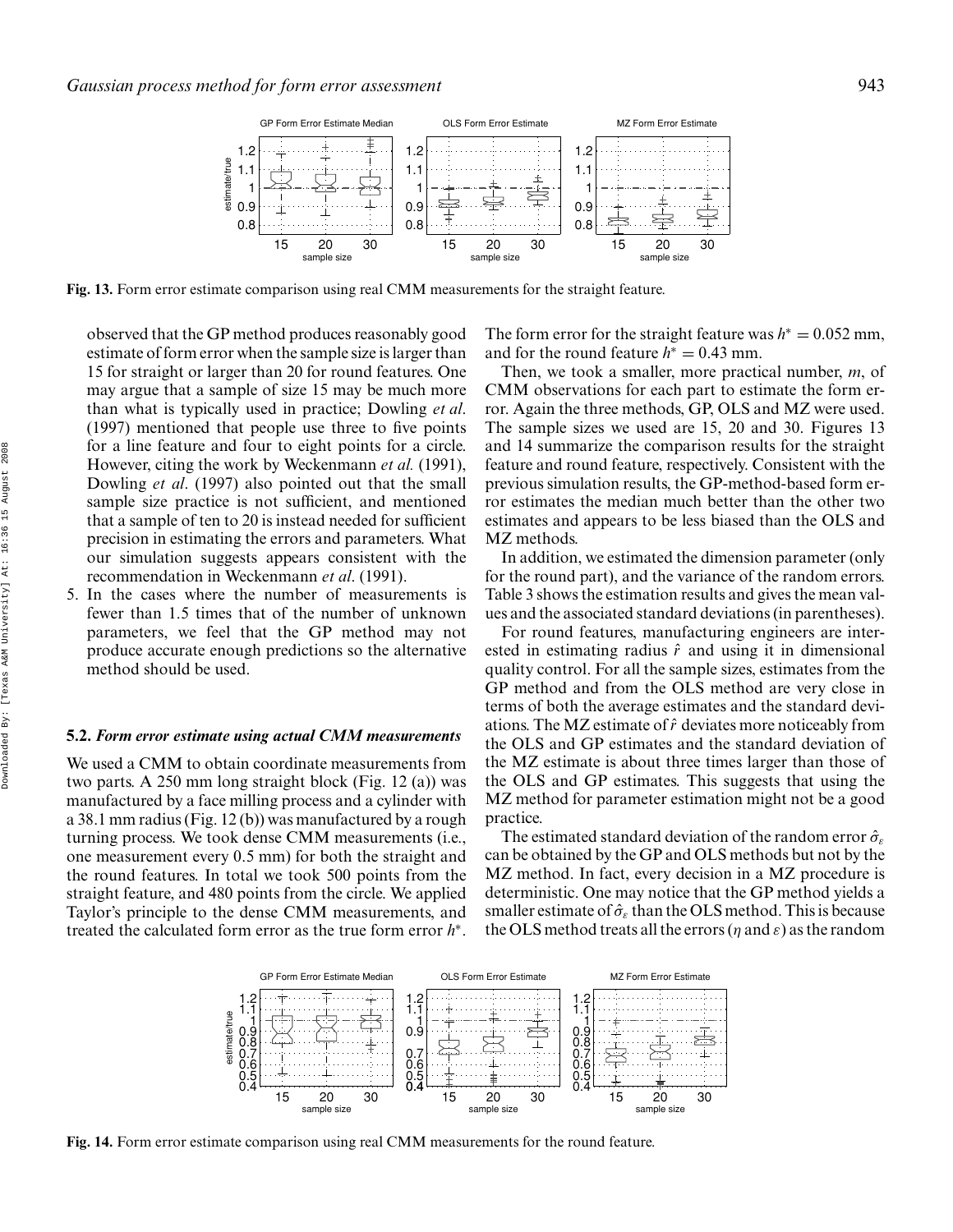Fig. 13. Form error estimate comparison using real CMM measurements for the straight feature.

observed that the GP method produces reasonably good estimate of form error when the sample size is larger than 15 for straight or larger than 20 for round features. One may argue that a sample of size 15 may be much more than what is typically used in practice; Dowling *et al*. (1997) mentioned that people use three to five points for a line feature and four to eight points for a circle. However, citing the work by Weckenmann *et al.* (1991), Dowling *et al*. (1997) also pointed out that the small sample size practice is not sufficient, and mentioned that a sample of ten to 20 is instead needed for sufficient precision in estimating the errors and parameters. What our simulation suggests appears consistent with the recommendation in Weckenmann *et al*. (1991).

5. In the cases where the number of measurements is fewer than 1.5 times that of the number of unknown parameters, we feel that the GP method may not produce accurate enough predictions so the alternative method should be used.

### 5.2. *Form error estimate using actual CMM measurements*

We used a CMM to obtain coordinate measurements from two parts. A 250 mm long straight block (Fig. 12 (a)) was manufactured by a face milling process and a cylinder with a 38.1 mm radius (Fig. 12 (b)) was manufactured by a rough turning process. We took dense CMM measurements (i.e., one measurement every 0.5 mm) for both the straight and the round features. In total we took 500 points from the straight feature, and 480 points from the circle. We applied Taylor's principle to the dense CMM measurements, and treated the calculated form error as the true form error $h^*$. The form error for the straight feature was $h^* = 0.052$ mm, and for the round feature $h^* = 0.43$ mm.

Then, we took a smaller, more practical number, $m$, of CMM observations for each part to estimate the form error. Again the three methods, GP, OLS and MZ were used. The sample sizes we used are 15, 20 and 30. Figures 13 and 14 summarize the comparison results for the straight feature and round feature, respectively. Consistent with the previous simulation results, the GP-method-based form error estimates the median much better than the other two estimates and appears to be less biased than the OLS and MZ methods.

In addition, we estimated the dimension parameter (only for the round part), and the variance of the random errors. Table 3 shows the estimation results and gives the mean values and the associated standard deviations (in parentheses).

For round features, manufacturing engineers are interested in estimating radius $\hat{r}$ and using it in dimensional quality control. For all the sample sizes, estimates from the GP method and from the OLS method are very close in terms of both the average estimates and the standard deviations. The MZ estimate of $\hat{r}$ deviates more noticeably from the OLS and GP estimates and the standard deviation of the MZ estimate is about three times larger than those of the OLS and GP estimates. This suggests that using the MZ method for parameter estimation might not be a good practice.

The estimated standard deviation of the random error $\hat{\sigma}_\varepsilon$ can be obtained by the GP and OLS methods but not by the MZ method. In fact, every decision in a MZ procedure is deterministic. One may notice that the GP method yields a smaller estimate of $\hat{\sigma}_\varepsilon$ than the OLS method. This is because the OLS method treats all the errors ($\eta$ and $\varepsilon$) as the random

Fig. 14. Form error estimate comparison using real CMM measurements for the round feature.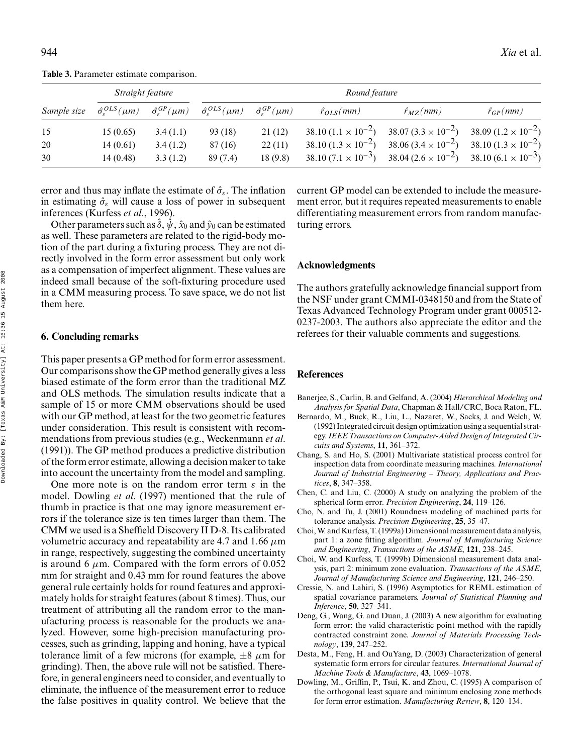**Table 3.** Parameter estimate comparison.

| | *Straight feature* | | *Round feature* | | | | |
|---|---|---|---|---|---|---|---|
| *Sample size* | $\hat{\sigma}_{\varepsilon}^{OLS}(\mu m)$ | $\hat{\sigma}_{\varepsilon}^{GP}(\mu m)$ | $\hat{\sigma}_{\varepsilon}^{OLS}(\mu m)$ | $\hat{\sigma}_{\varepsilon}^{GP}(\mu m)$ | $\hat{r}_{OLS}(mm)$ | $\hat{r}_{MZ}(mm)$ | $\hat{r}_{GP}(mm)$ |
| 15 | 15 (0.65) | 3.4 (1.1) | 93 (18) | 21 (12) | 38.10 ($1.1 \times 10^{-2}$) | 38.07 ($3.3 \times 10^{-2}$) | 38.09 ($1.2 \times 10^{-2}$) |
| 20 | 14 (0.61) | 3.4 (1.2) | 87 (16) | 22 (11) | 38.10 ($1.3 \times 10^{-2}$) | 38.06 ($3.4 \times 10^{-2}$) | 38.10 ($1.3 \times 10^{-2}$) |
| 30 | 14 (0.48) | 3.3 (1.2) | 89 (7.4) | 18 (9.8) | 38.10 ($7.1 \times 10^{-3}$) | 38.04 ($2.6 \times 10^{-2}$) | 38.10 ($6.1 \times 10^{-3}$) |

error and thus may inflate the estimate of $\hat{\sigma}_{\varepsilon}$. The inflation in estimating $\hat{\sigma}_{\varepsilon}$ will cause a loss of power in subsequent inferences (Kurfess *et al*., 1996).

Other parameters such as $\hat{\delta}$, $\hat{\psi}$, $\hat{x}_0$ and $\hat{y}_0$ can be estimated as well. These parameters are related to the rigid-body motion of the part during a fixturing process. They are not directly involved in the form error assessment but only work as a compensation of imperfect alignment. These values are indeed small because of the soft-fixturing procedure used in a CMM measuring process. To save space, we do not list them here.

## 6. Concluding remarks

This paper presents a GP method for form error assessment. Our comparisons show the GP method generally gives a less biased estimate of the form error than the traditional MZ and OLS methods. The simulation results indicate that a sample of 15 or more CMM observations should be used with our GP method, at least for the two geometric features under consideration. This result is consistent with recommendations from previous studies (e.g., Weckenmann *et al*. (1991)). The GP method produces a predictive distribution of the form error estimate, allowing a decision maker to take into account the uncertainty from the model and sampling.

One more note is on the random error term $\varepsilon$ in the model. Dowling *et al*. (1997) mentioned that the rule of thumb in practice is that one may ignore measurement errors if the tolerance size is ten times larger than them. The CMM we used is a Sheffield Discovery II D-8. Its calibrated volumetric accuracy and repeatability are 4.7 and 1.66 $\mu$m in range, respectively, suggesting the combined uncertainty is around 6 $\mu$m. Compared with the form errors of 0.052 mm for straight and 0.43 mm for round features the above general rule certainly holds for round features and approximately holds for straight features (about 8 times). Thus, our treatment of attributing all the random error to the manufacturing process is reasonable for the products we analyzed. However, some high-precision manufacturing processes, such as grinding, lapping and honing, have a typical tolerance limit of a few microns (for example, $\pm 8$ $\mu$m for grinding). Then, the above rule will not be satisfied. Therefore, in general engineers need to consider, and eventually to eliminate, the influence of the measurement error to reduce the false positives in quality control. We believe that the current GP model can be extended to include the measurement error, but it requires repeated measurements to enable differentiating measurement errors from random manufacturing errors.

## Acknowledgments

The authors gratefully acknowledge financial support from the NSF under grant CMMI-0348150 and from the State of Texas Advanced Technology Program under grant 000512-0237-2003. The authors also appreciate the editor and the referees for their valuable comments and suggestions.

## References

Banerjee, S., Carlin, B. and Gelfand, A. (2004) *Hierarchical Modeling and Analysis for Spatial Data*, Chapman & Hall/CRC, Boca Raton, FL.

Bernardo, M., Buck, R., Liu, L., Nazaret, W., Sacks, J. and Welch, W. (1992) Integrated circuit design optimization using a sequential strategy. *IEEE Transactions on Computer-Aided Design of Integrated Circuits and Systems*, **11**, 361–372.

Chang, S. and Ho, S. (2001) Multivariate statistical process control for inspection data from coordinate measuring machines. *International Journal of Industrial Engineering – Theory, Applications and Practices*, **8**, 347–358.

Chen, C. and Liu, C. (2000) A study on analyzing the problem of the spherical form error. *Precision Engineering*, **24**, 119–126.

Cho, N. and Tu, J. (2001) Roundness modeling of machined parts for tolerance analysis. *Precision Engineering*, **25**, 35–47.

Choi, W. and Kurfess, T. (1999a) Dimensional measurement data analysis, part 1: a zone fitting algorithm. *Journal of Manufacturing Science and Engineering*, *Transactions of the ASME*, **121**, 238–245.

Choi, W. and Kurfess, T. (1999b) Dimensional measurement data analysis, part 2: minimum zone evaluation. *Transactions of the ASME*, *Journal of Manufacturing Science and Engineering*, **121**, 246–250.

Cressie, N. and Lahiri, S. (1996) Asymptotics for REML estimation of spatial covariance parameters. *Journal of Statistical Planning and Inference*, **50**, 327–341.

Deng, G., Wang, G. and Duan, J. (2003) A new algorithm for evaluating form error: the valid characteristic point method with the rapidly contracted constraint zone. *Journal of Materials Processing Technology*, **139**, 247–252.

Desta, M., Feng, H. and OuYang, D. (2003) Characterization of general systematic form errors for circular features. *International Journal of Machine Tools & Manufacture*, **43**, 1069–1078.

Dowling, M., Griffin, P., Tsui, K. and Zhou, C. (1995) A comparison of the orthogonal least square and minimum enclosing zone methods for form error estimation. *Manufacturing Review*, **8**, 120–134.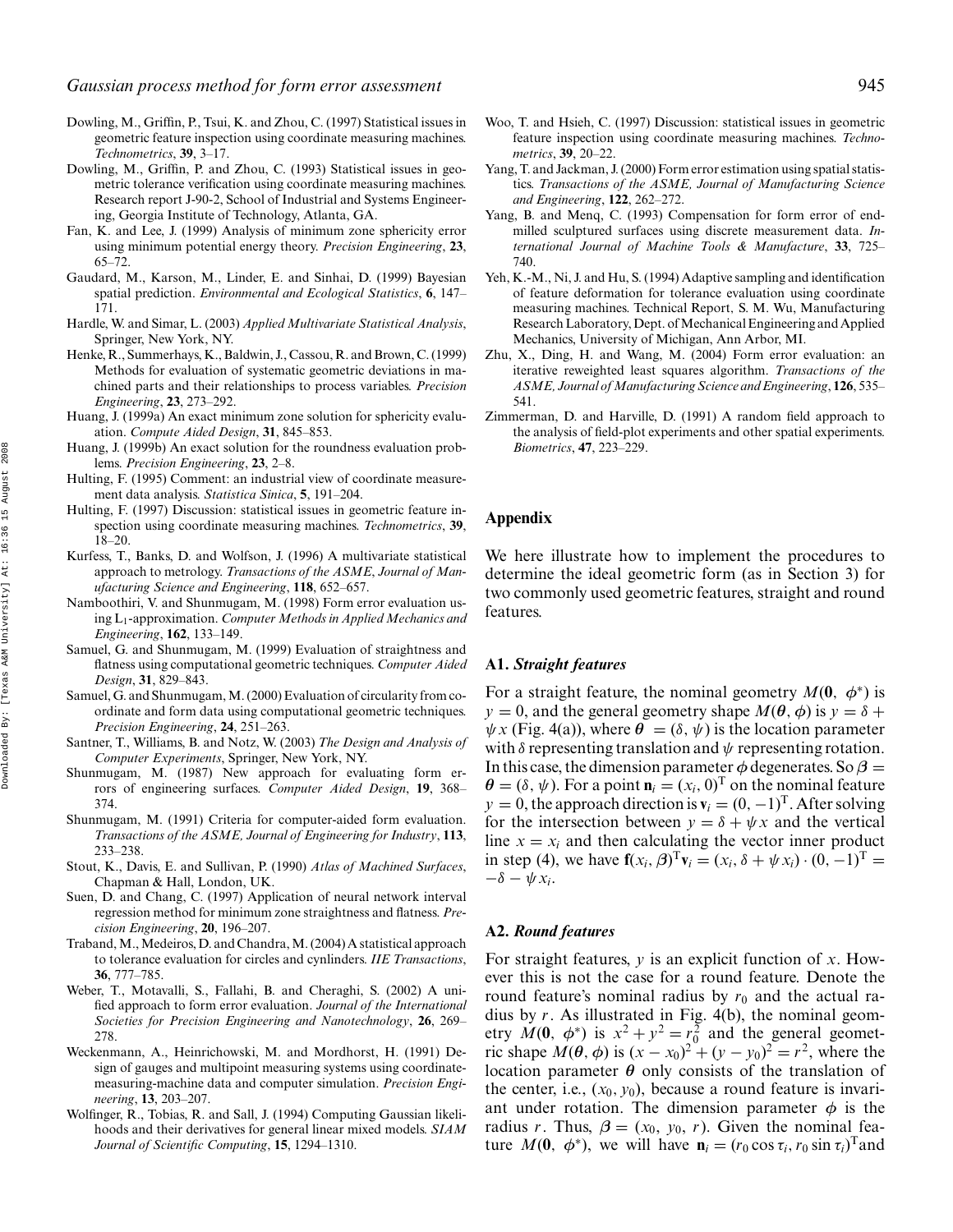Dowling, M., Griffin, P., Tsui, K. and Zhou, C. (1997) Statistical issues in geometric feature inspection using coordinate measuring machines. *Technometrics*, **39**, 3–17.

Dowling, M., Griffin, P. and Zhou, C. (1993) Statistical issues in geometric tolerance verification using coordinate measuring machines. Research report J-90-2, School of Industrial and Systems Engineering, Georgia Institute of Technology, Atlanta, GA.

Fan, K. and Lee, J. (1999) Analysis of minimum zone sphericity error using minimum potential energy theory. *Precision Engineering*, **23**, 65–72.

Gaudard, M., Karson, M., Linder, E. and Sinhai, D. (1999) Bayesian spatial prediction. *Environmental and Ecological Statistics*, **6**, 147–171.

Hardle, W. and Simar, L. (2003) *Applied Multivariate Statistical Analysis*, Springer, New York, NY.

Henke, R., Summerhays, K., Baldwin, J., Cassou, R. and Brown, C. (1999) Methods for evaluation of systematic geometric deviations in machined parts and their relationships to process variables. *Precision Engineering*, **23**, 273–292.

Huang, J. (1999a) An exact minimum zone solution for sphericity evaluation. *Compute Aided Design*, **31**, 845–853.

Huang, J. (1999b) An exact solution for the roundness evaluation problems. *Precision Engineering*, **23**, 2–8.

Hulting, F. (1995) Comment: an industrial view of coordinate measurement data analysis. *Statistica Sinica*, **5**, 191–204.

Hulting, F. (1997) Discussion: statistical issues in geometric feature inspection using coordinate measuring machines. *Technometrics*, **39**, 18–20.

Kurfess, T., Banks, D. and Wolfson, J. (1996) A multivariate statistical approach to metrology. *Transactions of the ASME, Journal of Manufacturing Science and Engineering*, **118**, 652–657.

Namboothiri, V. and Shunmugam, M. (1998) Form error evaluation using $L_1$-approximation. *Computer Methods in Applied Mechanics and Engineering*, **162**, 133–149.

Samuel, G. and Shunmugam, M. (1999) Evaluation of straightness and flatness using computational geometric techniques. *Computer Aided Design*, **31**, 829–843.

Samuel, G. and Shunmugam, M. (2000) Evaluation of circularity from coordinate and form data using computational geometric techniques. *Precision Engineering*, **24**, 251–263.

Santner, T., Williams, B. and Notz, W. (2003) *The Design and Analysis of Computer Experiments*, Springer, New York, NY.

Shunmugam, M. (1987) New approach for evaluating form errors of engineering surfaces. *Computer Aided Design*, **19**, 368–374.

Shunmugam, M. (1991) Criteria for computer-aided form evaluation. *Transactions of the ASME, Journal of Engineering for Industry*, **113**, 233–238.

Stout, K., Davis, E. and Sullivan, P. (1990) *Atlas of Machined Surfaces*, Chapman & Hall, London, UK.

Suen, D. and Chang, C. (1997) Application of neural network interval regression method for minimum zone straightness and flatness. *Precision Engineering*, **20**, 196–207.

Traband, M., Medeiros, D. and Chandra, M. (2004) A statistical approach to tolerance evaluation for circles and cynlinders. *IIE Transactions*, **36**, 777–785.

Weber, T., Motavalli, S., Fallahi, B. and Cheraghi, S. (2002) A unified approach to form error evaluation. *Journal of the International Societies for Precision Engineering and Nanotechnology*, **26**, 269–278.

Weckenmann, A., Heinrichowski, M. and Mordhorst, H. (1991) Design of gauges and multipoint measuring systems using coordinate-measuring-machine data and computer simulation. *Precision Engineering*, **13**, 203–207.

Wolfinger, R., Tobias, R. and Sall, J. (1994) Computing Gaussian likelihoods and their derivatives for general linear mixed models. *SIAM Journal of Scientific Computing*, **15**, 1294–1310.

Woo, T. and Hsieh, C. (1997) Discussion: statistical issues in geometric feature inspection using coordinate measuring machines. *Technometrics*, **39**, 20–22.

Yang, T. and Jackman, J. (2000) Form error estimation using spatial statistics. *Transactions of the ASME, Journal of Manufacturing Science and Engineering*, **122**, 262–272.

Yang, B. and Menq, C. (1993) Compensation for form error of end-milled sculptured surfaces using discrete measurement data. *International Journal of Machine Tools & Manufacture*, **33**, 725–740.

Yeh, K.-M., Ni, J. and Hu, S. (1994) Adaptive sampling and identification of feature deformation for tolerance evaluation using coordinate measuring machines. Technical Report, S. M. Wu, Manufacturing Research Laboratory, Dept. of Mechanical Engineering and Applied Mechanics, University of Michigan, Ann Arbor, MI.

Zhu, X., Ding, H. and Wang, M. (2004) Form error evaluation: an iterative reweighted least squares algorithm. *Transactions of the ASME, Journal of Manufacturing Science and Engineering*, **126**, 535–541.

Zimmerman, D. and Harville, D. (1991) A random field approach to the analysis of field-plot experiments and other spatial experiments. *Biometrics*, **47**, 223–229.

## Appendix

We here illustrate how to implement the procedures to determine the ideal geometric form (as in Section 3) for two commonly used geometric features, straight and round features.

### A1. *Straight features*

For a straight feature, the nominal geometry $M(\mathbf{0}, \boldsymbol{\phi}^*)$ is $y = 0$, and the general geometry shape $M(\boldsymbol{\theta}, \boldsymbol{\phi})$ is $y = \delta + \psi x$ (Fig. 4(a)), where $\boldsymbol{\theta} = (\delta, \psi)$ is the location parameter with $\delta$ representing translation and $\psi$ representing rotation. In this case, the dimension parameter $\boldsymbol{\phi}$ degenerates. So $\boldsymbol{\beta} = \boldsymbol{\theta} = (\delta, \psi)$. For a point $\mathbf{n}_i = (x_i, 0)^{\mathrm{T}}$ on the nominal feature $y = 0$, the approach direction is $\mathbf{v}_i = (0, -1)^{\mathrm{T}}$. After solving for the intersection between $y = \delta + \psi x$ and the vertical line $x = x_i$ and then calculating the vector inner product in step (4), we have $\mathbf{f}(x_i, \boldsymbol{\beta})^{\mathrm{T}}\mathbf{v}_i = (x_i, \delta + \psi x_i) \cdot (0, -1)^{\mathrm{T}} = -\delta - \psi x_i$.

### A2. *Round features*

For straight features, $y$ is an explicit function of $x$. However this is not the case for a round feature. Denote the round feature's nominal radius by $r_0$ and the actual radius by $r$. As illustrated in Fig. 4(b), the nominal geometry $M(\mathbf{0}, \boldsymbol{\phi}^*)$ is $x^2 + y^2 = r_0^2$ and the general geometric shape $M(\boldsymbol{\theta}, \boldsymbol{\phi})$ is $(x - x_0)^2 + (y - y_0)^2 = r^2$, where the location parameter $\boldsymbol{\theta}$ only consists of the translation of the center, i.e., $(x_0, y_0)$, because a round feature is invariant under rotation. The dimension parameter $\boldsymbol{\phi}$ is the radius $r$. Thus, $\boldsymbol{\beta} = (x_0, y_0, r)$. Given the nominal feature $M(\mathbf{0}, \boldsymbol{\phi}^*)$, we will have $\mathbf{n}_i = (r_0 \cos \tau_i, r_0 \sin \tau_i)^{\mathrm{T}}$ and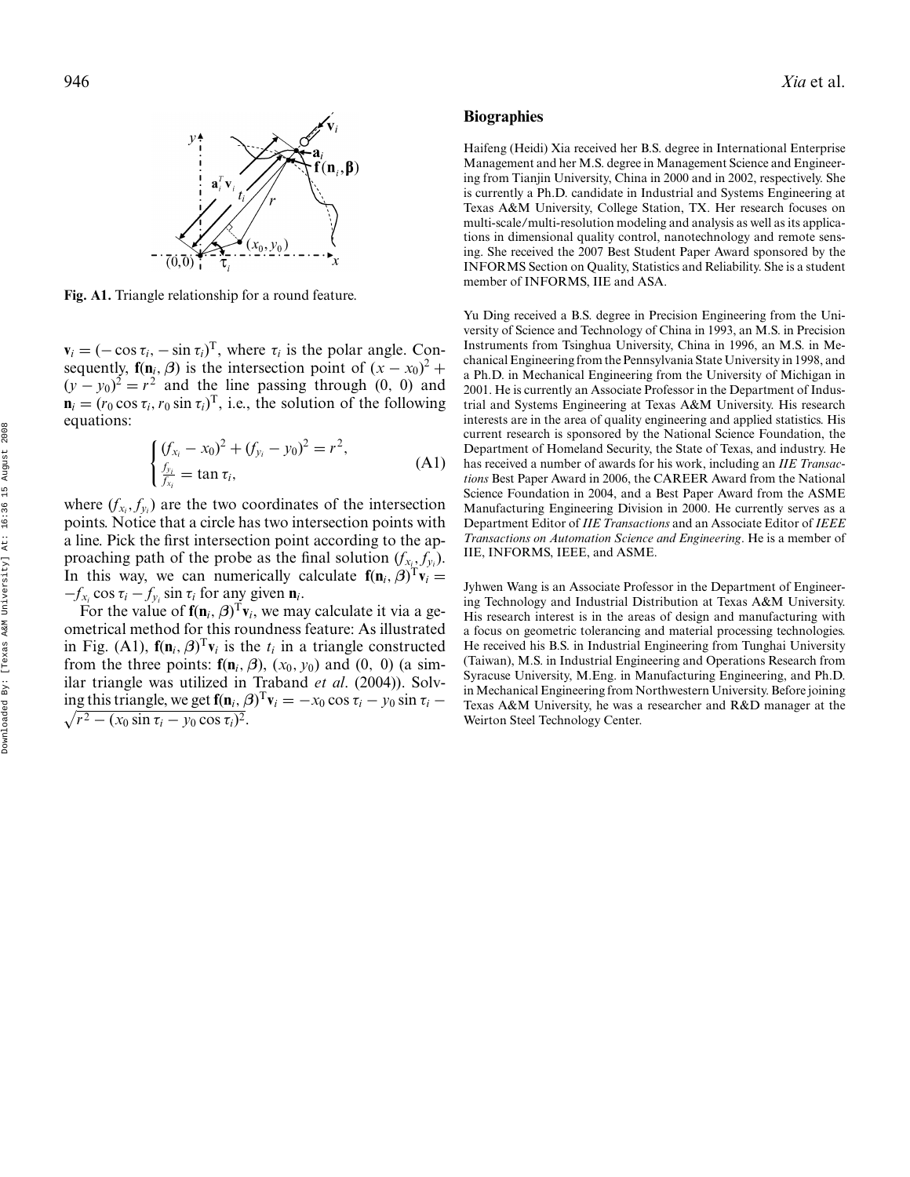Fig. A1. Triangle relationship for a round feature.

$\mathbf{v}_i = (-\cos\tau_i, -\sin\tau_i)^{\mathrm{T}}$, where $\tau_i$ is the polar angle. Consequently, $\mathbf{f}(\mathbf{n}_i, \boldsymbol{\beta})$ is the intersection point of $(x - x_0)^2 + (y - y_0)^2 = r^2$ and the line passing through (0, 0) and $\mathbf{n}_i = (r_0\cos\tau_i, r_0\sin\tau_i)^{\mathrm{T}}$, i.e., the solution of the following equations:

$$\begin{cases} (f_{x_i} - x_0)^2 + (f_{y_i} - y_0)^2 = r^2, \\ \frac{f_{y_i}}{f_{x_i}} = \tan\tau_i, \end{cases} \tag{A1}$$

where $(f_{x_i}, f_{y_i})$ are the two coordinates of the intersection points. Notice that a circle has two intersection points with a line. Pick the first intersection point according to the approaching path of the probe as the final solution $(f_{x_i}, f_{y_i})$. In this way, we can numerically calculate $\mathbf{f}(\mathbf{n}_i, \boldsymbol{\beta})^{\mathrm{T}}\mathbf{v}_i = -f_{x_i}\cos\tau_i - f_{y_i}\sin\tau_i$ for any given $\mathbf{n}_i$.

For the value of $\mathbf{f}(\mathbf{n}_i, \boldsymbol{\beta})^{\mathrm{T}}\mathbf{v}_i$, we may calculate it via a geometrical method for this roundness feature: As illustrated in Fig. (A1), $\mathbf{f}(\mathbf{n}_i, \boldsymbol{\beta})^{\mathrm{T}}\mathbf{v}_i$ is the $t_i$ in a triangle constructed from the three points: $\mathbf{f}(\mathbf{n}_i, \boldsymbol{\beta})$, $(x_0, y_0)$ and (0, 0) (a similar triangle was utilized in Traband *et al*. (2004)). Solving this triangle, we get $\mathbf{f}(\mathbf{n}_i, \boldsymbol{\beta})^{\mathrm{T}}\mathbf{v}_i = -x_0\cos\tau_i - y_0\sin\tau_i - \sqrt{r^2 - (x_0\sin\tau_i - y_0\cos\tau_i)^2}$.

## Biographies

Haifeng (Heidi) Xia received her B.S. degree in International Enterprise Management and her M.S. degree in Management Science and Engineering from Tianjin University, China in 2000 and in 2002, respectively. She is currently a Ph.D. candidate in Industrial and Systems Engineering at Texas A&M University, College Station, TX. Her research focuses on multi-scale/multi-resolution modeling and analysis as well as its applications in dimensional quality control, nanotechnology and remote sensing. She received the 2007 Best Student Paper Award sponsored by the INFORMS Section on Quality, Statistics and Reliability. She is a student member of INFORMS, IIE and ASA.

Yu Ding received a B.S. degree in Precision Engineering from the University of Science and Technology of China in 1993, an M.S. in Precision Instruments from Tsinghua University, China in 1996, an M.S. in Mechanical Engineering from the Pennsylvania State University in 1998, and a Ph.D. in Mechanical Engineering from the University of Michigan in 2001. He is currently an Associate Professor in the Department of Industrial and Systems Engineering at Texas A&M University. His research interests are in the area of quality engineering and applied statistics. His current research is sponsored by the National Science Foundation, the Department of Homeland Security, the State of Texas, and industry. He has received a number of awards for his work, including an *IIE Transactions* Best Paper Award in 2006, the CAREER Award from the National Science Foundation in 2004, and a Best Paper Award from the ASME Manufacturing Engineering Division in 2000. He currently serves as a Department Editor of *IIE Transactions* and an Associate Editor of *IEEE Transactions on Automation Science and Engineering*. He is a member of IIE, INFORMS, IEEE, and ASME.

Jyhwen Wang is an Associate Professor in the Department of Engineering Technology and Industrial Distribution at Texas A&M University. His research interest is in the areas of design and manufacturing with a focus on geometric tolerancing and material processing technologies. He received his B.S. in Industrial Engineering from Tunghai University (Taiwan), M.S. in Industrial Engineering and Operations Research from Syracuse University, M.Eng. in Manufacturing Engineering, and Ph.D. in Mechanical Engineering from Northwestern University. Before joining Texas A&M University, he was a researcher and R&D manager at the Weirton Steel Technology Center.